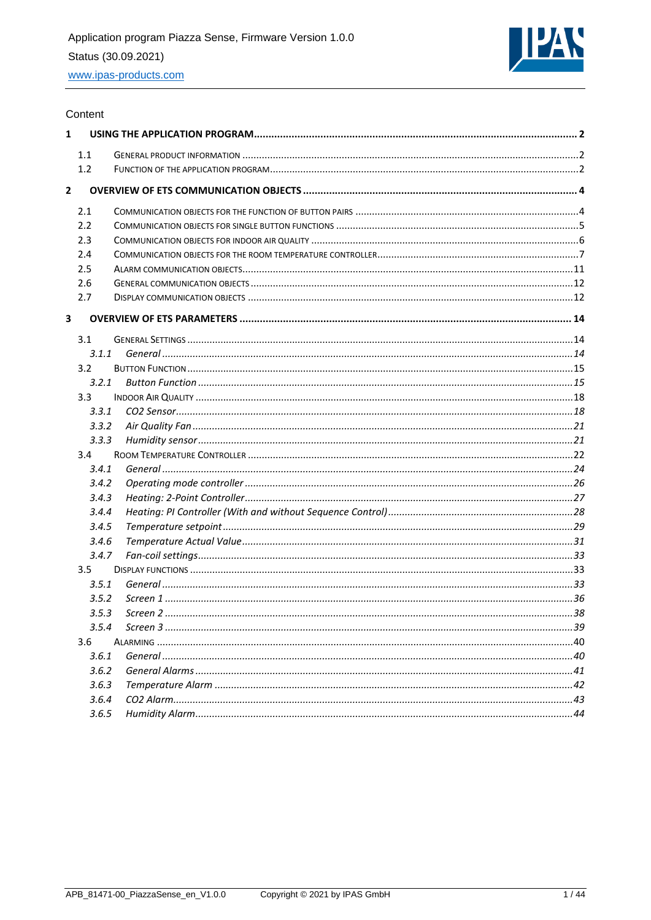Content

**1 USING THE APPLICATION PROGRAM** .... 2

- 1.1 GENERAL PRODUCT INFORMATION .... 2
- 1.2 FUNCTION OF THE APPLICATION PROGRAM .... 2

**2 OVERVIEW OF ETS COMMUNICATION OBJECTS** .... 4

- 2.1 COMMUNICATION OBJECTS FOR THE FUNCTION OF BUTTON PAIRS .... 4
- 2.2 COMMUNICATION OBJECTS FOR SINGLE BUTTON FUNCTIONS .... 5
- 2.3 COMMUNICATION OBJECTS FOR INDOOR AIR QUALITY .... 6
- 2.4 COMMUNICATION OBJECTS FOR THE ROOM TEMPERATURE CONTROLLER .... 7
- 2.5 ALARM COMMUNICATION OBJECTS .... 11
- 2.6 GENERAL COMMUNICATION OBJECTS .... 12
- 2.7 DISPLAY COMMUNICATION OBJECTS .... 12

**3 OVERVIEW OF ETS PARAMETERS** .... 14

- 3.1 GENERAL SETTINGS .... 14
  - *3.1.1 General .... 14*
- 3.2 BUTTON FUNCTION .... 15
  - *3.2.1 Button Function .... 15*
- 3.3 INDOOR AIR QUALITY .... 18
  - *3.3.1 CO2 Sensor .... 18*
  - *3.3.2 Air Quality Fan .... 21*
  - *3.3.3 Humidity sensor .... 21*
- 3.4 ROOM TEMPERATURE CONTROLLER .... 22
  - *3.4.1 General .... 24*
  - *3.4.2 Operating mode controller .... 26*
  - *3.4.3 Heating: 2-Point Controller .... 27*
  - *3.4.4 Heating: PI Controller (With and without Sequence Control) .... 28*
  - *3.4.5 Temperature setpoint .... 29*
  - *3.4.6 Temperature Actual Value .... 31*
  - *3.4.7 Fan-coil settings .... 33*
- 3.5 DISPLAY FUNCTIONS .... 33
  - *3.5.1 General .... 33*
  - *3.5.2 Screen 1 .... 36*
  - *3.5.3 Screen 2 .... 38*
  - *3.5.4 Screen 3 .... 39*
- 3.6 ALARMING .... 40
  - *3.6.1 General .... 40*
  - *3.6.2 General Alarms .... 41*
  - *3.6.3 Temperature Alarm .... 42*
  - *3.6.4 CO2 Alarm .... 43*
  - *3.6.5 Humidity Alarm .... 44*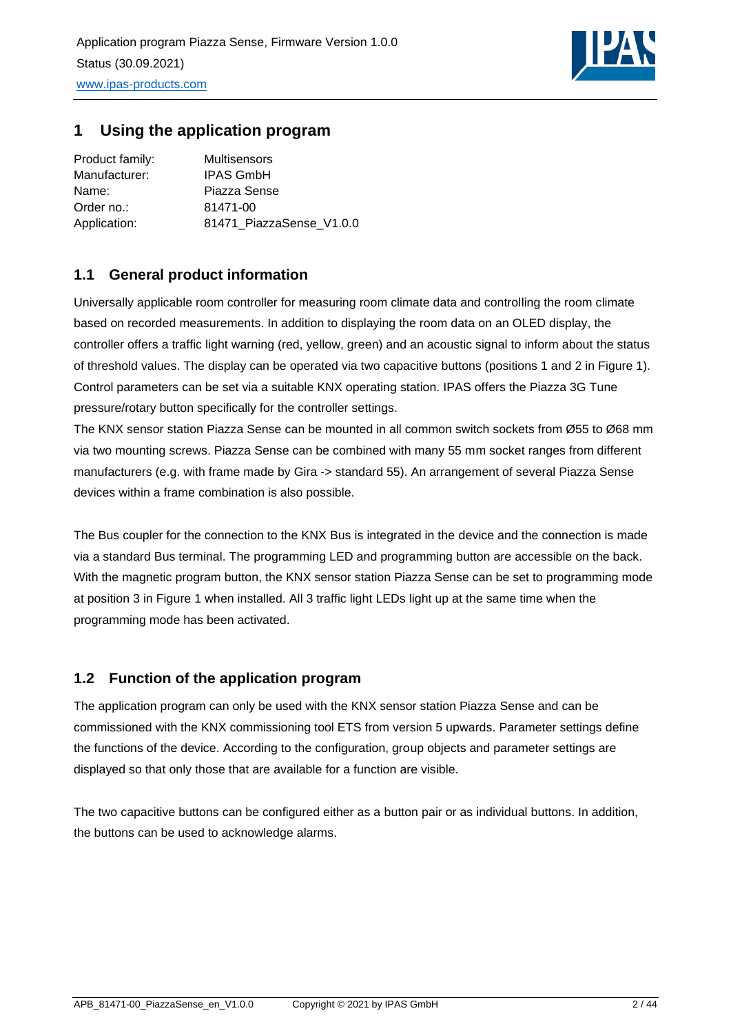# 1 Using the application program

| | |
|---|---|
| Product family: | Multisensors |
| Manufacturer: | IPAS GmbH |
| Name: | Piazza Sense |
| Order no.: | 81471-00 |
| Application: | 81471_PiazzaSense_V1.0.0 |

## 1.1 General product information

Universally applicable room controller for measuring room climate data and controlling the room climate based on recorded measurements. In addition to displaying the room data on an OLED display, the controller offers a traffic light warning (red, yellow, green) and an acoustic signal to inform about the status of threshold values. The display can be operated via two capacitive buttons (positions 1 and 2 in Figure 1). Control parameters can be set via a suitable KNX operating station. IPAS offers the Piazza 3G Tune pressure/rotary button specifically for the controller settings.
The KNX sensor station Piazza Sense can be mounted in all common switch sockets from Ø55 to Ø68 mm via two mounting screws. Piazza Sense can be combined with many 55 mm socket ranges from different manufacturers (e.g. with frame made by Gira -> standard 55). An arrangement of several Piazza Sense devices within a frame combination is also possible.

The Bus coupler for the connection to the KNX Bus is integrated in the device and the connection is made via a standard Bus terminal. The programming LED and programming button are accessible on the back. With the magnetic program button, the KNX sensor station Piazza Sense can be set to programming mode at position 3 in Figure 1 when installed. All 3 traffic light LEDs light up at the same time when the programming mode has been activated.

## 1.2 Function of the application program

The application program can only be used with the KNX sensor station Piazza Sense and can be commissioned with the KNX commissioning tool ETS from version 5 upwards. Parameter settings define the functions of the device. According to the configuration, group objects and parameter settings are displayed so that only those that are available for a function are visible.

The two capacitive buttons can be configured either as a button pair or as individual buttons. In addition, the buttons can be used to acknowledge alarms.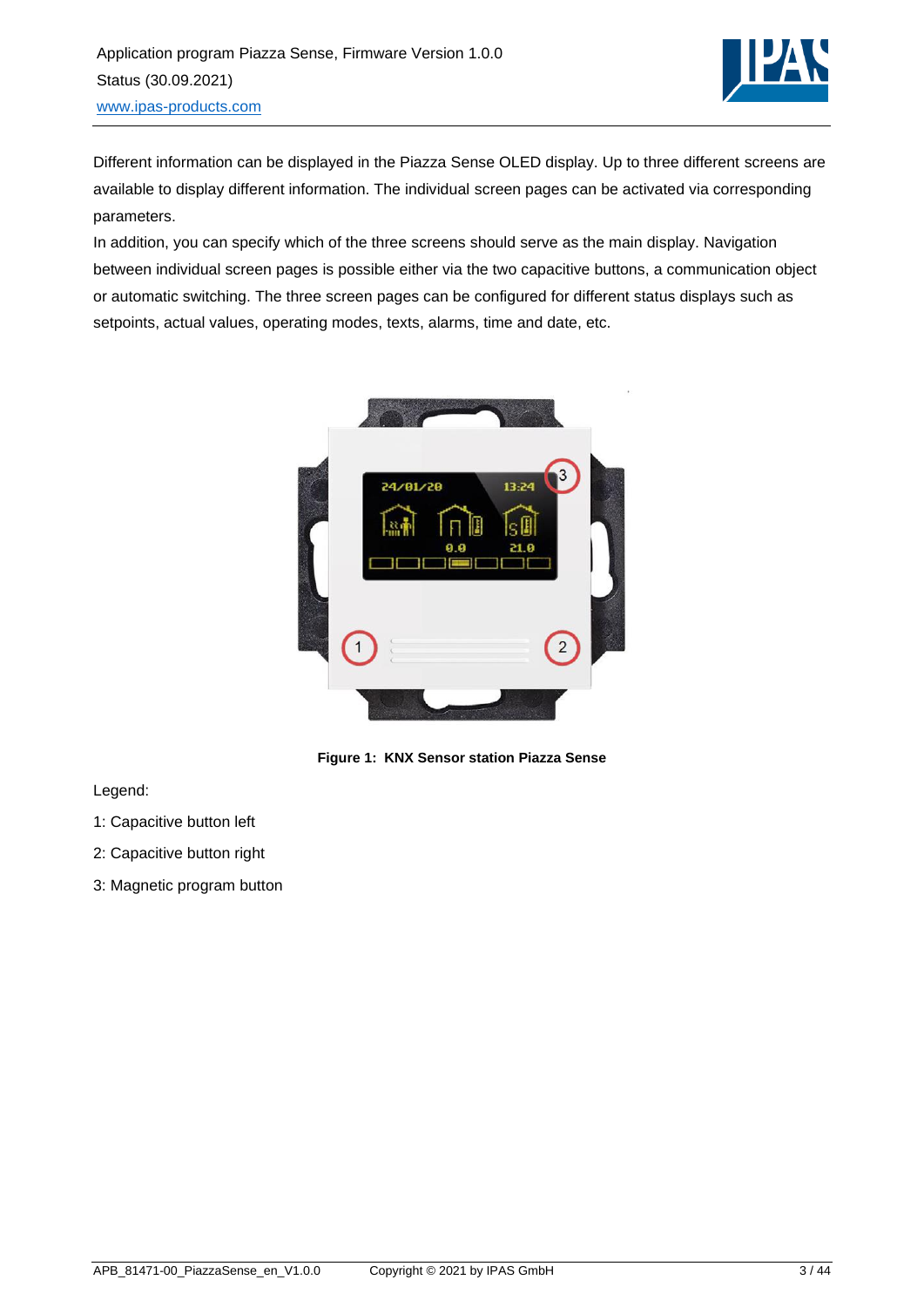Different information can be displayed in the Piazza Sense OLED display. Up to three different screens are available to display different information. The individual screen pages can be activated via corresponding parameters.

In addition, you can specify which of the three screens should serve as the main display. Navigation between individual screen pages is possible either via the two capacitive buttons, a communication object or automatic switching. The three screen pages can be configured for different status displays such as setpoints, actual values, operating modes, texts, alarms, time and date, etc.

**Figure 1: KNX Sensor station Piazza Sense**

Legend:

1: Capacitive button left

2: Capacitive button right

3: Magnetic program button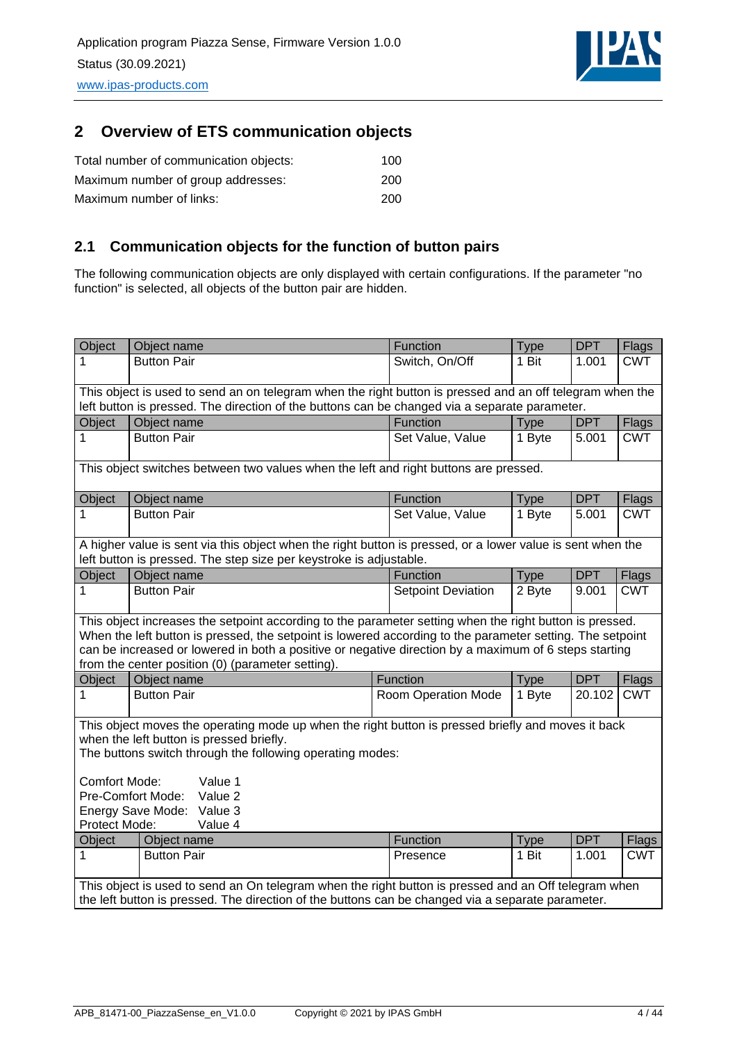## 2 Overview of ETS communication objects

| | |
|---|---|
| Total number of communication objects: | 100 |
| Maximum number of group addresses: | 200 |
| Maximum number of links: | 200 |

### 2.1 Communication objects for the function of button pairs

The following communication objects are only displayed with certain configurations. If the parameter "no function" is selected, all objects of the button pair are hidden.

| Object | Object name | Function | Type | DPT | Flags |
|---|---|---|---|---|---|
| 1 | Button Pair | Switch, On/Off | 1 Bit | 1.001 | CWT |

This object is used to send an on telegram when the right button is pressed and an off telegram when the left button is pressed. The direction of the buttons can be changed via a separate parameter.

| Object | Object name | Function | Type | DPT | Flags |
|---|---|---|---|---|---|
| 1 | Button Pair | Set Value, Value | 1 Byte | 5.001 | CWT |

This object switches between two values when the left and right buttons are pressed.

| Object | Object name | Function | Type | DPT | Flags |
|---|---|---|---|---|---|
| 1 | Button Pair | Set Value, Value | 1 Byte | 5.001 | CWT |

A higher value is sent via this object when the right button is pressed, or a lower value is sent when the left button is pressed. The step size per keystroke is adjustable.

| Object | Object name | Function | Type | DPT | Flags |
|---|---|---|---|---|---|
| 1 | Button Pair | Setpoint Deviation | 2 Byte | 9.001 | CWT |

This object increases the setpoint according to the parameter setting when the right button is pressed. When the left button is pressed, the setpoint is lowered according to the parameter setting. The setpoint can be increased or lowered in both a positive or negative direction by a maximum of 6 steps starting from the center position (0) (parameter setting).

| Object | Object name | Function | Type | DPT | Flags |
|---|---|---|---|---|---|
| 1 | Button Pair | Room Operation Mode | 1 Byte | 20.102 | CWT |

This object moves the operating mode up when the right button is pressed briefly and moves it back when the left button is pressed briefly.
The buttons switch through the following operating modes:

| | |
|---|---|
| Comfort Mode: | Value 1 |
| Pre-Comfort Mode: | Value 2 |
| Energy Save Mode: | Value 3 |
| Protect Mode: | Value 4 |

| Object | Object name | Function | Type | DPT | Flags |
|---|---|---|---|---|---|
| 1 | Button Pair | Presence | 1 Bit | 1.001 | CWT |

This object is used to send an On telegram when the right button is pressed and an Off telegram when the left button is pressed. The direction of the buttons can be changed via a separate parameter.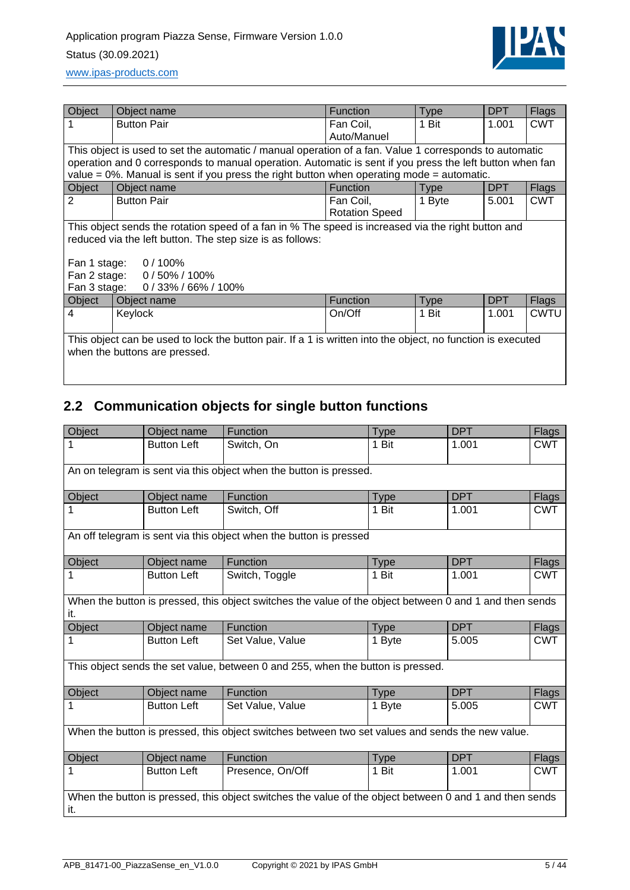| Object | Object name | Function | Type | DPT | Flags |
|---|---|---|---|---|---|
| 1 | Button Pair | Fan Coil, Auto/Manuel | 1 Bit | 1.001 | CWT |
| This object is used to set the automatic / manual operation of a fan. Value 1 corresponds to automatic operation and 0 corresponds to manual operation. Automatic is sent if you press the left button when fan value = 0%. Manual is sent if you press the right button when operating mode = automatic. | | | | | |
| **Object** | **Object name** | **Function** | **Type** | **DPT** | **Flags** |
| 2 | Button Pair | Fan Coil, Rotation Speed | 1 Byte | 5.001 | CWT |
| This object sends the rotation speed of a fan in % The speed is increased via the right button and reduced via the left button. The step size is as follows:<br><br>Fan 1 stage: 0 / 100%<br>Fan 2 stage: 0 / 50% / 100%<br>Fan 3 stage: 0 / 33% / 66% / 100% | | | | | |
| **Object** | **Object name** | **Function** | **Type** | **DPT** | **Flags** |
| 4 | Keylock | On/Off | 1 Bit | 1.001 | CWTU |
| This object can be used to lock the button pair. If a 1 is written into the object, no function is executed when the buttons are pressed. | | | | | |

## 2.2 Communication objects for single button functions

| Object | Object name | Function | Type | DPT | Flags |
|---|---|---|---|---|---|
| 1 | Button Left | Switch, On | 1 Bit | 1.001 | CWT |
| An on telegram is sent via this object when the button is pressed. | | | | | |
| **Object** | **Object name** | **Function** | **Type** | **DPT** | **Flags** |
| 1 | Button Left | Switch, Off | 1 Bit | 1.001 | CWT |
| An off telegram is sent via this object when the button is pressed | | | | | |
| **Object** | **Object name** | **Function** | **Type** | **DPT** | **Flags** |
| 1 | Button Left | Switch, Toggle | 1 Bit | 1.001 | CWT |
| When the button is pressed, this object switches the value of the object between 0 and 1 and then sends it. | | | | | |
| **Object** | **Object name** | **Function** | **Type** | **DPT** | **Flags** |
| 1 | Button Left | Set Value, Value | 1 Byte | 5.005 | CWT |
| This object sends the set value, between 0 and 255, when the button is pressed. | | | | | |
| **Object** | **Object name** | **Function** | **Type** | **DPT** | **Flags** |
| 1 | Button Left | Set Value, Value | 1 Byte | 5.005 | CWT |
| When the button is pressed, this object switches between two set values and sends the new value. | | | | | |
| **Object** | **Object name** | **Function** | **Type** | **DPT** | **Flags** |
| 1 | Button Left | Presence, On/Off | 1 Bit | 1.001 | CWT |
| When the button is pressed, this object switches the value of the object between 0 and 1 and then sends it. | | | | | |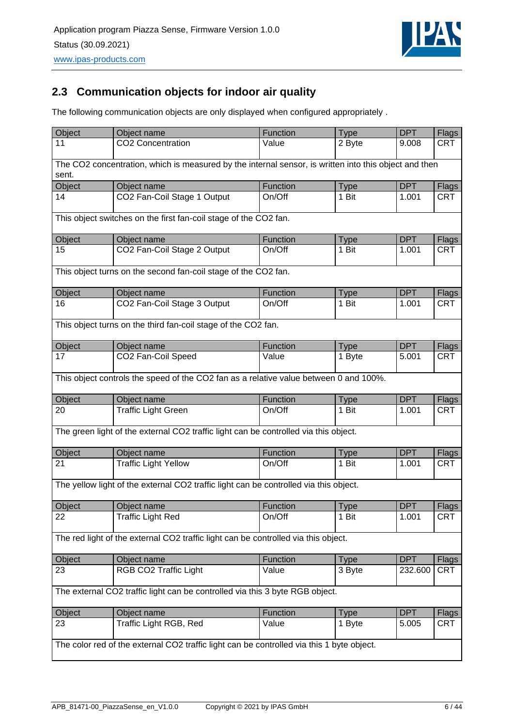## 2.3 Communication objects for indoor air quality

The following communication objects are only displayed when configured appropriately .

| Object | Object name | Function | Type | DPT | Flags |
|---|---|---|---|---|---|
| 11 | CO2 Concentration | Value | 2 Byte | 9.008 | CRT |
| The CO2 concentration, which is measured by the internal sensor, is written into this object and then sent. | | | | | |
| **Object** | **Object name** | **Function** | **Type** | **DPT** | **Flags** |
| 14 | CO2 Fan-Coil Stage 1 Output | On/Off | 1 Bit | 1.001 | CRT |
| This object switches on the first fan-coil stage of the CO2 fan. | | | | | |
| **Object** | **Object name** | **Function** | **Type** | **DPT** | **Flags** |
| 15 | CO2 Fan-Coil Stage 2 Output | On/Off | 1 Bit | 1.001 | CRT |
| This object turns on the second fan-coil stage of the CO2 fan. | | | | | |
| **Object** | **Object name** | **Function** | **Type** | **DPT** | **Flags** |
| 16 | CO2 Fan-Coil Stage 3 Output | On/Off | 1 Bit | 1.001 | CRT |
| This object turns on the third fan-coil stage of the CO2 fan. | | | | | |
| **Object** | **Object name** | **Function** | **Type** | **DPT** | **Flags** |
| 17 | CO2 Fan-Coil Speed | Value | 1 Byte | 5.001 | CRT |
| This object controls the speed of the CO2 fan as a relative value between 0 and 100%. | | | | | |
| **Object** | **Object name** | **Function** | **Type** | **DPT** | **Flags** |
| 20 | Traffic Light Green | On/Off | 1 Bit | 1.001 | CRT |
| The green light of the external CO2 traffic light can be controlled via this object. | | | | | |
| **Object** | **Object name** | **Function** | **Type** | **DPT** | **Flags** |
| 21 | Traffic Light Yellow | On/Off | 1 Bit | 1.001 | CRT |
| The yellow light of the external CO2 traffic light can be controlled via this object. | | | | | |
| **Object** | **Object name** | **Function** | **Type** | **DPT** | **Flags** |
| 22 | Traffic Light Red | On/Off | 1 Bit | 1.001 | CRT |
| The red light of the external CO2 traffic light can be controlled via this object. | | | | | |
| **Object** | **Object name** | **Function** | **Type** | **DPT** | **Flags** |
| 23 | RGB CO2 Traffic Light | Value | 3 Byte | 232.600 | CRT |
| The external CO2 traffic light can be controlled via this 3 byte RGB object. | | | | | |
| **Object** | **Object name** | **Function** | **Type** | **DPT** | **Flags** |
| 23 | Traffic Light RGB, Red | Value | 1 Byte | 5.005 | CRT |
| The color red of the external CO2 traffic light can be controlled via this 1 byte object. | | | | | |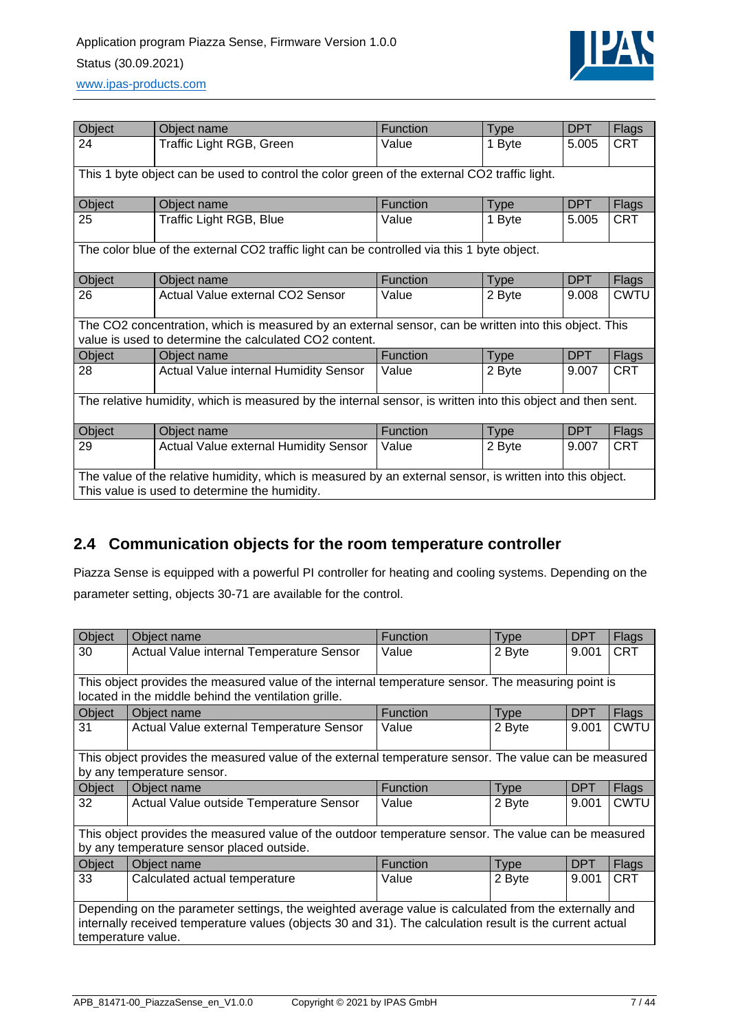| Object | Object name | Function | Type | DPT | Flags |
|---|---|---|---|---|---|
| 24 | Traffic Light RGB, Green | Value | 1 Byte | 5.005 | CRT |
| This 1 byte object can be used to control the color green of the external $CO_2$ traffic light. | | | | | |

| Object | Object name | Function | Type | DPT | Flags |
|---|---|---|---|---|---|
| 25 | Traffic Light RGB, Blue | Value | 1 Byte | 5.005 | CRT |
| The color blue of the external $CO_2$ traffic light can be controlled via this 1 byte object. | | | | | |

| Object | Object name | Function | Type | DPT | Flags |
|---|---|---|---|---|---|
| 26 | Actual Value external CO2 Sensor | Value | 2 Byte | 9.008 | CWTU |
| The $CO_2$ concentration, which is measured by an external sensor, can be written into this object. This value is used to determine the calculated $CO_2$ content. | | | | | |

| Object | Object name | Function | Type | DPT | Flags |
|---|---|---|---|---|---|
| 28 | Actual Value internal Humidity Sensor | Value | 2 Byte | 9.007 | CRT |
| The relative humidity, which is measured by the internal sensor, is written into this object and then sent. | | | | | |

| Object | Object name | Function | Type | DPT | Flags |
|---|---|---|---|---|---|
| 29 | Actual Value external Humidity Sensor | Value | 2 Byte | 9.007 | CRT |
| The value of the relative humidity, which is measured by an external sensor, is written into this object. This value is used to determine the humidity. | | | | | |

## 2.4 Communication objects for the room temperature controller

Piazza Sense is equipped with a powerful PI controller for heating and cooling systems. Depending on the parameter setting, objects 30-71 are available for the control.

| Object | Object name | Function | Type | DPT | Flags |
|---|---|---|---|---|---|
| 30 | Actual Value internal Temperature Sensor | Value | 2 Byte | 9.001 | CRT |
| This object provides the measured value of the internal temperature sensor. The measuring point is located in the middle behind the ventilation grille. | | | | | |

| Object | Object name | Function | Type | DPT | Flags |
|---|---|---|---|---|---|
| 31 | Actual Value external Temperature Sensor | Value | 2 Byte | 9.001 | CWTU |
| This object provides the measured value of the external temperature sensor. The value can be measured by any temperature sensor. | | | | | |

| Object | Object name | Function | Type | DPT | Flags |
|---|---|---|---|---|---|
| 32 | Actual Value outside Temperature Sensor | Value | 2 Byte | 9.001 | CWTU |
| This object provides the measured value of the outdoor temperature sensor. The value can be measured by any temperature sensor placed outside. | | | | | |

| Object | Object name | Function | Type | DPT | Flags |
|---|---|---|---|---|---|
| 33 | Calculated actual temperature | Value | 2 Byte | 9.001 | CRT |
| Depending on the parameter settings, the weighted average value is calculated from the externally and internally received temperature values (objects 30 and 31). The calculation result is the current actual temperature value. | | | | | |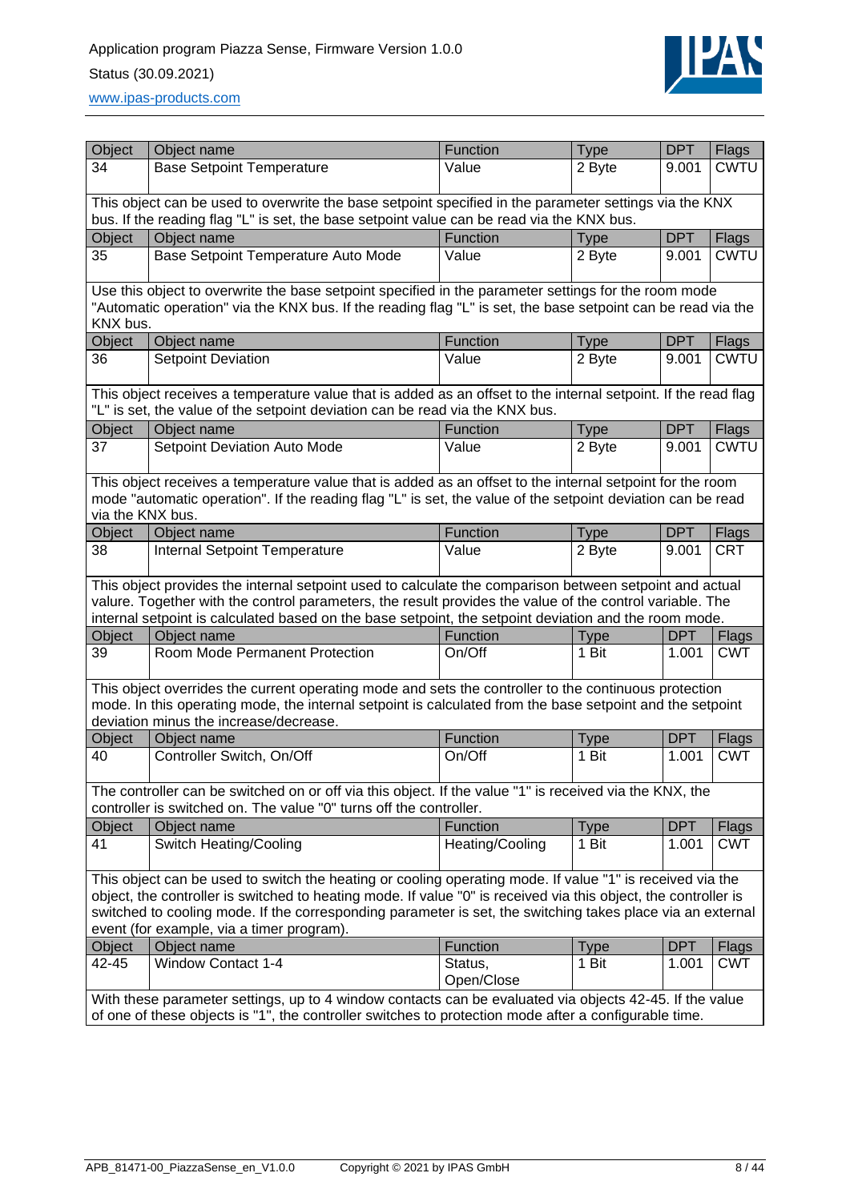| Object | Object name | Function | Type | DPT | Flags |
|---|---|---|---|---|---|
| 34 | Base Setpoint Temperature | Value | 2 Byte | 9.001 | CWTU |
| This object can be used to overwrite the base setpoint specified in the parameter settings via the KNX bus. If the reading flag "L" is set, the base setpoint value can be read via the KNX bus. | | | | | |
| **Object** | **Object name** | **Function** | **Type** | **DPT** | **Flags** |
| 35 | Base Setpoint Temperature Auto Mode | Value | 2 Byte | 9.001 | CWTU |
| Use this object to overwrite the base setpoint specified in the parameter settings for the room mode "Automatic operation" via the KNX bus. If the reading flag "L" is set, the base setpoint can be read via the KNX bus. | | | | | |
| **Object** | **Object name** | **Function** | **Type** | **DPT** | **Flags** |
| 36 | Setpoint Deviation | Value | 2 Byte | 9.001 | CWTU |
| This object receives a temperature value that is added as an offset to the internal setpoint. If the read flag "L" is set, the value of the setpoint deviation can be read via the KNX bus. | | | | | |
| **Object** | **Object name** | **Function** | **Type** | **DPT** | **Flags** |
| 37 | Setpoint Deviation Auto Mode | Value | 2 Byte | 9.001 | CWTU |
| This object receives a temperature value that is added as an offset to the internal setpoint for the room mode "automatic operation". If the reading flag "L" is set, the value of the setpoint deviation can be read via the KNX bus. | | | | | |
| **Object** | **Object name** | **Function** | **Type** | **DPT** | **Flags** |
| 38 | Internal Setpoint Temperature | Value | 2 Byte | 9.001 | CRT |
| This object provides the internal setpoint used to calculate the comparison between setpoint and actual valure. Together with the control parameters, the result provides the value of the control variable. The internal setpoint is calculated based on the base setpoint, the setpoint deviation and the room mode. | | | | | |
| **Object** | **Object name** | **Function** | **Type** | **DPT** | **Flags** |
| 39 | Room Mode Permanent Protection | On/Off | 1 Bit | 1.001 | CWT |
| This object overrides the current operating mode and sets the controller to the continuous protection mode. In this operating mode, the internal setpoint is calculated from the base setpoint and the setpoint deviation minus the increase/decrease. | | | | | |
| **Object** | **Object name** | **Function** | **Type** | **DPT** | **Flags** |
| 40 | Controller Switch, On/Off | On/Off | 1 Bit | 1.001 | CWT |
| The controller can be switched on or off via this object. If the value "1" is received via the KNX, the controller is switched on. The value "0" turns off the controller. | | | | | |
| **Object** | **Object name** | **Function** | **Type** | **DPT** | **Flags** |
| 41 | Switch Heating/Cooling | Heating/Cooling | 1 Bit | 1.001 | CWT |
| This object can be used to switch the heating or cooling operating mode. If value "1" is received via the object, the controller is switched to heating mode. If value "0" is received via this object, the controller is switched to cooling mode. If the corresponding parameter is set, the switching takes place via an external event (for example, via a timer program). | | | | | |
| **Object** | **Object name** | **Function** | **Type** | **DPT** | **Flags** |
| 42-45 | Window Contact 1-4 | Status, Open/Close | 1 Bit | 1.001 | CWT |
| With these parameter settings, up to 4 window contacts can be evaluated via objects 42-45. If the value of one of these objects is "1", the controller switches to protection mode after a configurable time. | | | | | |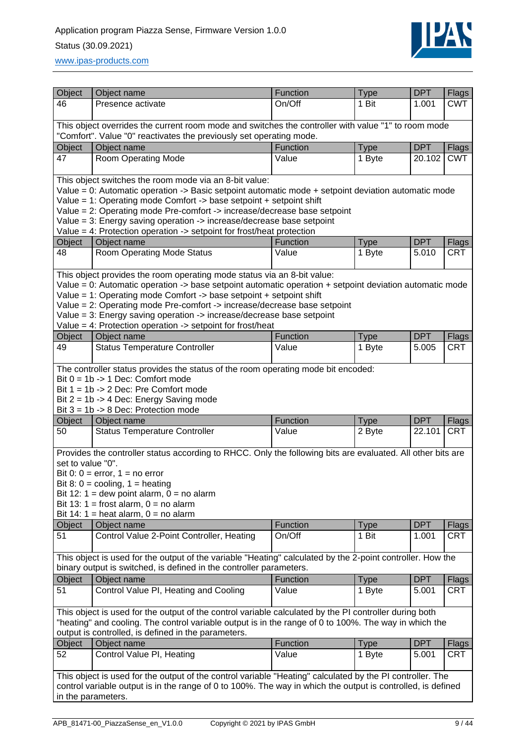| Object | Object name | Function | Type | DPT | Flags |
|---|---|---|---|---|---|
| 46 | Presence activate | On/Off | 1 Bit | 1.001 | CWT |

This object overrides the current room mode and switches the controller with value "1" to room mode "Comfort". Value "0" reactivates the previously set operating mode.

| Object | Object name | Function | Type | DPT | Flags |
|---|---|---|---|---|---|
| 47 | Room Operating Mode | Value | 1 Byte | 20.102 | CWT |

This object switches the room mode via an 8-bit value:
Value = 0: Automatic operation -> Basic setpoint automatic mode + setpoint deviation automatic mode
Value = 1: Operating mode Comfort -> base setpoint + setpoint shift
Value = 2: Operating mode Pre-comfort -> increase/decrease base setpoint
Value = 3: Energy saving operation -> increase/decrease base setpoint
Value = 4: Protection operation -> setpoint for frost/heat protection

| Object | Object name | Function | Type | DPT | Flags |
|---|---|---|---|---|---|
| 48 | Room Operating Mode Status | Value | 1 Byte | 5.010 | CRT |

This object provides the room operating mode status via an 8-bit value:
Value = 0: Automatic operation -> base setpoint automatic operation + setpoint deviation automatic mode
Value = 1: Operating mode Comfort -> base setpoint + setpoint shift
Value = 2: Operating mode Pre-comfort -> increase/decrease base setpoint
Value = 3: Energy saving operation -> increase/decrease base setpoint
Value = 4: Protection operation -> setpoint for frost/heat

| Object | Object name | Function | Type | DPT | Flags |
|---|---|---|---|---|---|
| 49 | Status Temperature Controller | Value | 1 Byte | 5.005 | CRT |

The controller status provides the status of the room operating mode bit encoded:
Bit 0 = 1b -> 1 Dec: Comfort mode
Bit 1 = 1b -> 2 Dec: Pre Comfort mode
Bit 2 = 1b -> 4 Dec: Energy Saving mode
Bit 3 = 1b -> 8 Dec: Protection mode

| Object | Object name | Function | Type | DPT | Flags |
|---|---|---|---|---|---|
| 50 | Status Temperature Controller | Value | 2 Byte | 22.101 | CRT |

Provides the controller status according to RHCC. Only the following bits are evaluated. All other bits are set to value "0".
Bit 0: 0 = error, 1 = no error
Bit 8: 0 = cooling, 1 = heating
Bit 12: 1 = dew point alarm, 0 = no alarm
Bit 13: 1 = frost alarm, 0 = no alarm
Bit 14: 1 = heat alarm, 0 = no alarm

| Object | Object name | Function | Type | DPT | Flags |
|---|---|---|---|---|---|
| 51 | Control Value 2-Point Controller, Heating | On/Off | 1 Bit | 1.001 | CRT |

This object is used for the output of the variable "Heating" calculated by the 2-point controller. How the binary output is switched, is defined in the controller parameters.

| Object | Object name | Function | Type | DPT | Flags |
|---|---|---|---|---|---|
| 51 | Control Value PI, Heating and Cooling | Value | 1 Byte | 5.001 | CRT |

This object is used for the output of the control variable calculated by the PI controller during both "heating" and cooling. The control variable output is in the range of 0 to 100%. The way in which the output is controlled, is defined in the parameters.

| Object | Object name | Function | Type | DPT | Flags |
|---|---|---|---|---|---|
| 52 | Control Value PI, Heating | Value | 1 Byte | 5.001 | CRT |

This object is used for the output of the control variable "Heating" calculated by the PI controller. The control variable output is in the range of 0 to 100%. The way in which the output is controlled, is defined in the parameters.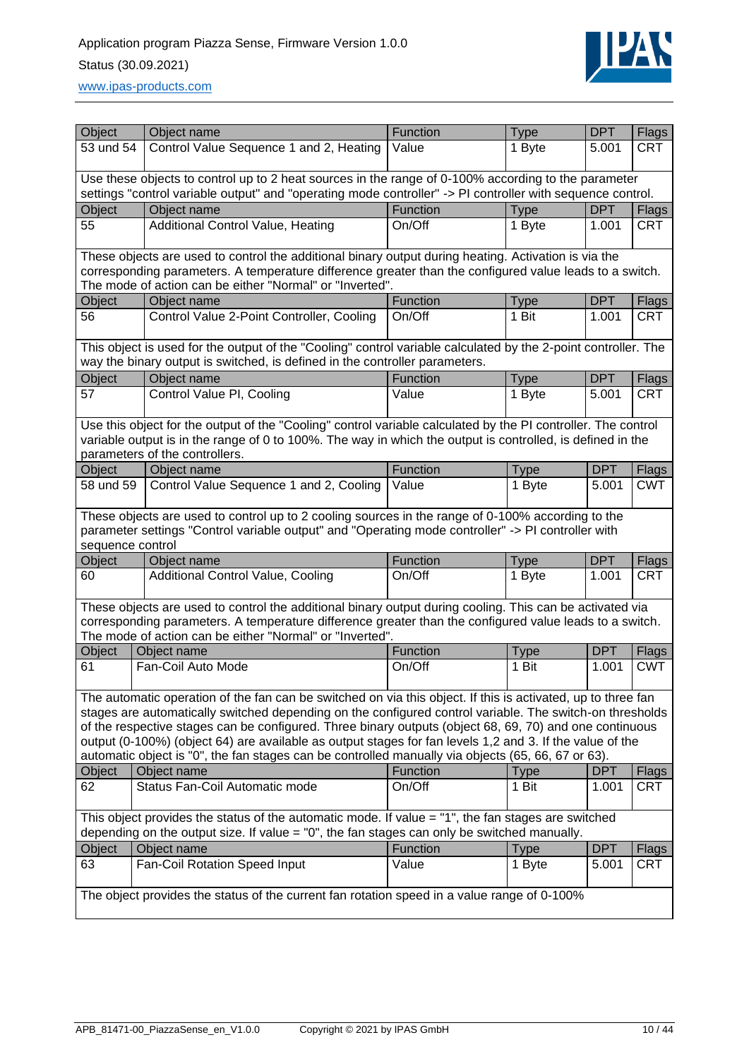| Object | Object name | Function | Type | DPT | Flags |
|---|---|---|---|---|---|
| 53 und 54 | Control Value Sequence 1 and 2, Heating | Value | 1 Byte | 5.001 | CRT |

Use these objects to control up to 2 heat sources in the range of 0-100% according to the parameter settings "control variable output" and "operating mode controller" -> PI controller with sequence control.

| Object | Object name | Function | Type | DPT | Flags |
|---|---|---|---|---|---|
| 55 | Additional Control Value, Heating | On/Off | 1 Byte | 1.001 | CRT |

These objects are used to control the additional binary output during heating. Activation is via the corresponding parameters. A temperature difference greater than the configured value leads to a switch. The mode of action can be either "Normal" or "Inverted".

| Object | Object name | Function | Type | DPT | Flags |
|---|---|---|---|---|---|
| 56 | Control Value 2-Point Controller, Cooling | On/Off | 1 Bit | 1.001 | CRT |

This object is used for the output of the "Cooling" control variable calculated by the 2-point controller. The way the binary output is switched, is defined in the controller parameters.

| Object | Object name | Function | Type | DPT | Flags |
|---|---|---|---|---|---|
| 57 | Control Value PI, Cooling | Value | 1 Byte | 5.001 | CRT |

Use this object for the output of the "Cooling" control variable calculated by the PI controller. The control variable output is in the range of 0 to 100%. The way in which the output is controlled, is defined in the parameters of the controllers.

| Object | Object name | Function | Type | DPT | Flags |
|---|---|---|---|---|---|
| 58 und 59 | Control Value Sequence 1 and 2, Cooling | Value | 1 Byte | 5.001 | CWT |

These objects are used to control up to 2 cooling sources in the range of 0-100% according to the parameter settings "Control variable output" and "Operating mode controller" -> PI controller with sequence control

| Object | Object name | Function | Type | DPT | Flags |
|---|---|---|---|---|---|
| 60 | Additional Control Value, Cooling | On/Off | 1 Byte | 1.001 | CRT |

These objects are used to control the additional binary output during cooling. This can be activated via corresponding parameters. A temperature difference greater than the configured value leads to a switch. The mode of action can be either "Normal" or "Inverted".

| Object | Object name | Function | Type | DPT | Flags |
|---|---|---|---|---|---|
| 61 | Fan-Coil Auto Mode | On/Off | 1 Bit | 1.001 | CWT |

The automatic operation of the fan can be switched on via this object. If this is activated, up to three fan stages are automatically switched depending on the configured control variable. The switch-on thresholds of the respective stages can be configured. Three binary outputs (object 68, 69, 70) and one continuous output (0-100%) (object 64) are available as output stages for fan levels 1,2 and 3. If the value of the automatic object is "0", the fan stages can be controlled manually via objects (65, 66, 67 or 63).

| Object | Object name | Function | Type | DPT | Flags |
|---|---|---|---|---|---|
| 62 | Status Fan-Coil Automatic mode | On/Off | 1 Bit | 1.001 | CRT |

This object provides the status of the automatic mode. If value = "1", the fan stages are switched depending on the output size. If value = "0", the fan stages can only be switched manually.

| Object | Object name | Function | Type | DPT | Flags |
|---|---|---|---|---|---|
| 63 | Fan-Coil Rotation Speed Input | Value | 1 Byte | 5.001 | CRT |

The object provides the status of the current fan rotation speed in a value range of 0-100%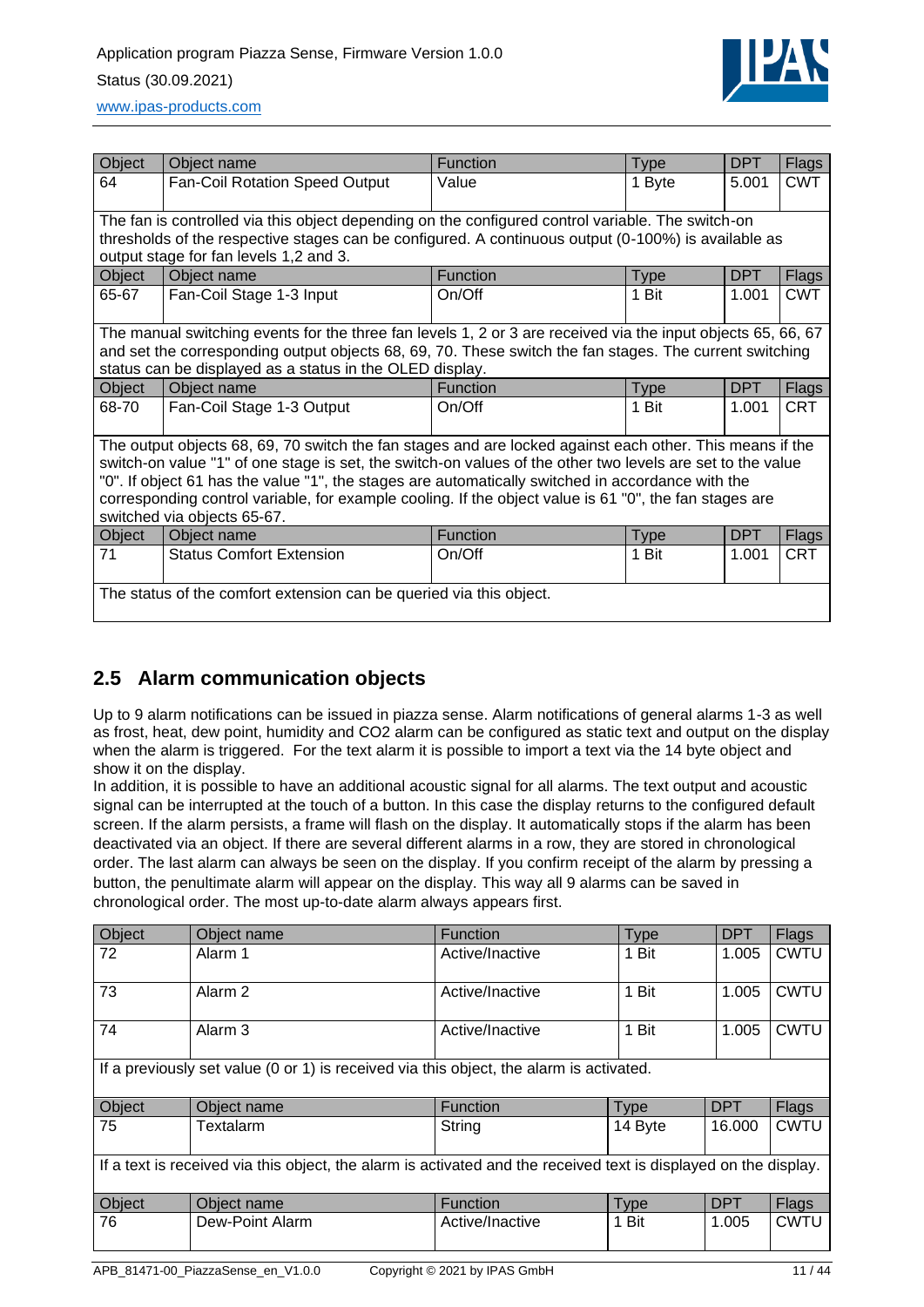| Object | Object name | Function | Type | DPT | Flags |
|---|---|---|---|---|---|
| 64 | Fan-Coil Rotation Speed Output | Value | 1 Byte | 5.001 | CWT |

The fan is controlled via this object depending on the configured control variable. The switch-on thresholds of the respective stages can be configured. A continuous output (0-100%) is available as output stage for fan levels 1,2 and 3.

| Object | Object name | Function | Type | DPT | Flags |
|---|---|---|---|---|---|
| 65-67 | Fan-Coil Stage 1-3 Input | On/Off | 1 Bit | 1.001 | CWT |

The manual switching events for the three fan levels 1, 2 or 3 are received via the input objects 65, 66, 67 and set the corresponding output objects 68, 69, 70. These switch the fan stages. The current switching status can be displayed as a status in the OLED display.

| Object | Object name | Function | Type | DPT | Flags |
|---|---|---|---|---|---|
| 68-70 | Fan-Coil Stage 1-3 Output | On/Off | 1 Bit | 1.001 | CRT |

The output objects 68, 69, 70 switch the fan stages and are locked against each other. This means if the switch-on value "1" of one stage is set, the switch-on values of the other two levels are set to the value "0". If object 61 has the value "1", the stages are automatically switched in accordance with the corresponding control variable, for example cooling. If the object value is 61 "0", the fan stages are switched via objects 65-67.

| Object | Object name | Function | Type | DPT | Flags |
|---|---|---|---|---|---|
| 71 | Status Comfort Extension | On/Off | 1 Bit | 1.001 | CRT |

The status of the comfort extension can be queried via this object.

## 2.5 Alarm communication objects

Up to 9 alarm notifications can be issued in piazza sense. Alarm notifications of general alarms 1-3 as well as frost, heat, dew point, humidity and CO2 alarm can be configured as static text and output on the display when the alarm is triggered. For the text alarm it is possible to import a text via the 14 byte object and show it on the display.
In addition, it is possible to have an additional acoustic signal for all alarms. The text output and acoustic signal can be interrupted at the touch of a button. In this case the display returns to the configured default screen. If the alarm persists, a frame will flash on the display. It automatically stops if the alarm has been deactivated via an object. If there are several different alarms in a row, they are stored in chronological order. The last alarm can always be seen on the display. If you confirm receipt of the alarm by pressing a button, the penultimate alarm will appear on the display. This way all 9 alarms can be saved in chronological order. The most up-to-date alarm always appears first.

| Object | Object name | Function | Type | DPT | Flags |
|---|---|---|---|---|---|
| 72 | Alarm 1 | Active/Inactive | 1 Bit | 1.005 | CWTU |
| 73 | Alarm 2 | Active/Inactive | 1 Bit | 1.005 | CWTU |
| 74 | Alarm 3 | Active/Inactive | 1 Bit | 1.005 | CWTU |

If a previously set value (0 or 1) is received via this object, the alarm is activated.

| Object | Object name | Function | Type | DPT | Flags |
|---|---|---|---|---|---|
| 75 | Textalarm | String | 14 Byte | 16.000 | CWTU |

If a text is received via this object, the alarm is activated and the received text is displayed on the display.

| Object | Object name | Function | Type | DPT | Flags |
|---|---|---|---|---|---|
| 76 | Dew-Point Alarm | Active/Inactive | 1 Bit | 1.005 | CWTU |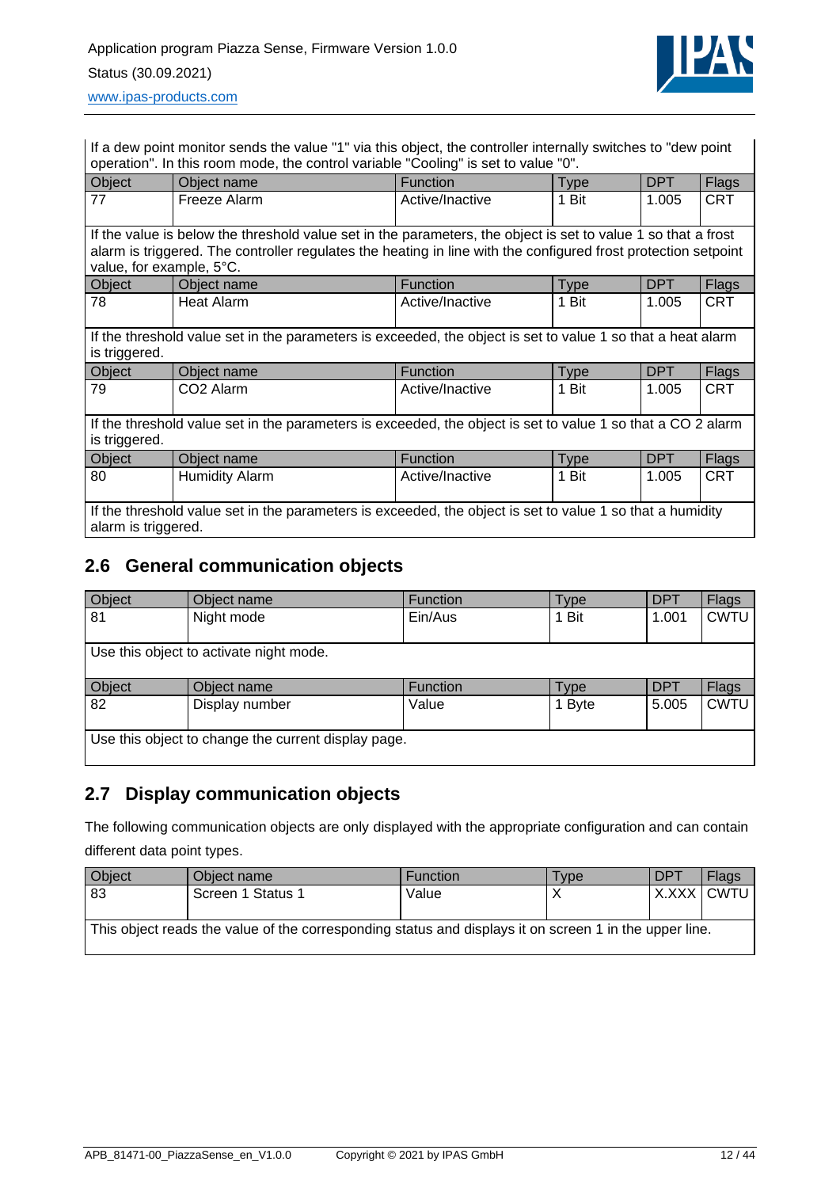If a dew point monitor sends the value "1" via this object, the controller internally switches to "dew point operation". In this room mode, the control variable "Cooling" is set to value "0".

| Object | Object name | Function | Type | DPT | Flags |
|---|---|---|---|---|---|
| 77 | Freeze Alarm | Active/Inactive | 1 Bit | 1.005 | CRT |

If the value is below the threshold value set in the parameters, the object is set to value 1 so that a frost alarm is triggered. The controller regulates the heating in line with the configured frost protection setpoint value, for example, 5°C.

| Object | Object name | Function | Type | DPT | Flags |
|---|---|---|---|---|---|
| 78 | Heat Alarm | Active/Inactive | 1 Bit | 1.005 | CRT |

If the threshold value set in the parameters is exceeded, the object is set to value 1 so that a heat alarm is triggered.

| Object | Object name | Function | Type | DPT | Flags |
|---|---|---|---|---|---|
| 79 | CO2 Alarm | Active/Inactive | 1 Bit | 1.005 | CRT |

If the threshold value set in the parameters is exceeded, the object is set to value 1 so that a CO 2 alarm is triggered.

| Object | Object name | Function | Type | DPT | Flags |
|---|---|---|---|---|---|
| 80 | Humidity Alarm | Active/Inactive | 1 Bit | 1.005 | CRT |

If the threshold value set in the parameters is exceeded, the object is set to value 1 so that a humidity alarm is triggered.

## 2.6 General communication objects

| Object | Object name | Function | Type | DPT | Flags |
|---|---|---|---|---|---|
| 81 | Night mode | Ein/Aus | 1 Bit | 1.001 | CWTU |

Use this object to activate night mode.

| Object | Object name | Function | Type | DPT | Flags |
|---|---|---|---|---|---|
| 82 | Display number | Value | 1 Byte | 5.005 | CWTU |

Use this object to change the current display page.

## 2.7 Display communication objects

The following communication objects are only displayed with the appropriate configuration and can contain different data point types.

| Object | Object name | Function | Type | DPT | Flags |
|---|---|---|---|---|---|
| 83 | Screen 1 Status 1 | Value | X | X.XXX | CWTU |

This object reads the value of the corresponding status and displays it on screen 1 in the upper line.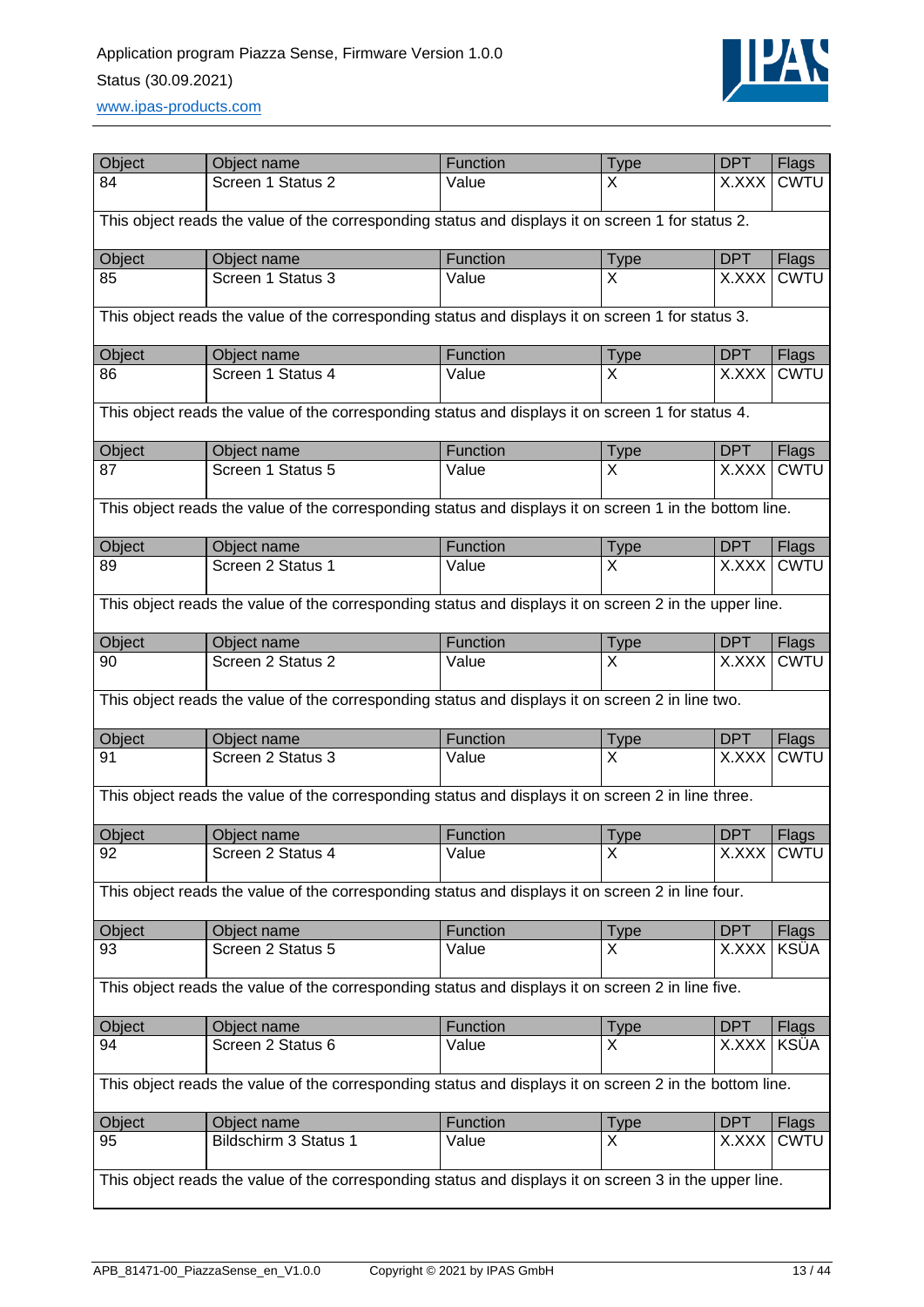| Object | Object name | Function | Type | DPT | Flags |
|---|---|---|---|---|---|
| 84 | Screen 1 Status 2 | Value | X | X.XXX | CWTU |

This object reads the value of the corresponding status and displays it on screen 1 for status 2.

| Object | Object name | Function | Type | DPT | Flags |
|---|---|---|---|---|---|
| 85 | Screen 1 Status 3 | Value | X | X.XXX | CWTU |

This object reads the value of the corresponding status and displays it on screen 1 for status 3.

| Object | Object name | Function | Type | DPT | Flags |
|---|---|---|---|---|---|
| 86 | Screen 1 Status 4 | Value | X | X.XXX | CWTU |

This object reads the value of the corresponding status and displays it on screen 1 for status 4.

| Object | Object name | Function | Type | DPT | Flags |
|---|---|---|---|---|---|
| 87 | Screen 1 Status 5 | Value | X | X.XXX | CWTU |

This object reads the value of the corresponding status and displays it on screen 1 in the bottom line.

| Object | Object name | Function | Type | DPT | Flags |
|---|---|---|---|---|---|
| 89 | Screen 2 Status 1 | Value | X | X.XXX | CWTU |

This object reads the value of the corresponding status and displays it on screen 2 in the upper line.

| Object | Object name | Function | Type | DPT | Flags |
|---|---|---|---|---|---|
| 90 | Screen 2 Status 2 | Value | X | X.XXX | CWTU |

This object reads the value of the corresponding status and displays it on screen 2 in line two.

| Object | Object name | Function | Type | DPT | Flags |
|---|---|---|---|---|---|
| 91 | Screen 2 Status 3 | Value | X | X.XXX | CWTU |

This object reads the value of the corresponding status and displays it on screen 2 in line three.

| Object | Object name | Function | Type | DPT | Flags |
|---|---|---|---|---|---|
| 92 | Screen 2 Status 4 | Value | X | X.XXX | CWTU |

This object reads the value of the corresponding status and displays it on screen 2 in line four.

| Object | Object name | Function | Type | DPT | Flags |
|---|---|---|---|---|---|
| 93 | Screen 2 Status 5 | Value | X | X.XXX | KSÜA |

This object reads the value of the corresponding status and displays it on screen 2 in line five.

| Object | Object name | Function | Type | DPT | Flags |
|---|---|---|---|---|---|
| 94 | Screen 2 Status 6 | Value | X | X.XXX | KSÜA |

This object reads the value of the corresponding status and displays it on screen 2 in the bottom line.

| Object | Object name | Function | Type | DPT | Flags |
|---|---|---|---|---|---|
| 95 | Bildschirm 3 Status 1 | Value | X | X.XXX | CWTU |

This object reads the value of the corresponding status and displays it on screen 3 in the upper line.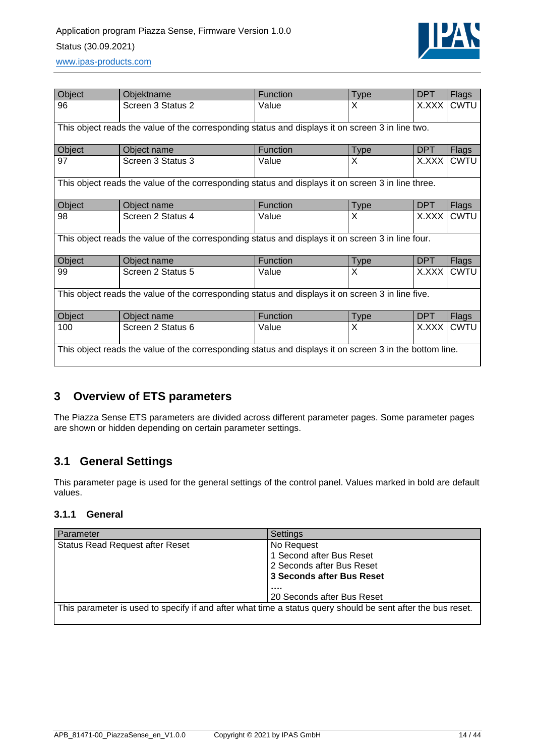| Object | Objektname | Function | Type | DPT | Flags |
|---|---|---|---|---|---|
| 96 | Screen 3 Status 2 | Value | X | X.XXX | CWTU |
| This object reads the value of the corresponding status and displays it on screen 3 in line two. | | | | | |

| Object | Object name | Function | Type | DPT | Flags |
|---|---|---|---|---|---|
| 97 | Screen 3 Status 3 | Value | X | X.XXX | CWTU |
| This object reads the value of the corresponding status and displays it on screen 3 in line three. | | | | | |

| Object | Object name | Function | Type | DPT | Flags |
|---|---|---|---|---|---|
| 98 | Screen 3 Status 4 | Value | X | X.XXX | CWTU |
| This object reads the value of the corresponding status and displays it on screen 3 in line four. | | | | | |

| Object | Object name | Function | Type | DPT | Flags |
|---|---|---|---|---|---|
| 99 | Screen 2 Status 5 | Value | X | X.XXX | CWTU |
| This object reads the value of the corresponding status and displays it on screen 3 in line five. | | | | | |

| Object | Object name | Function | Type | DPT | Flags |
|---|---|---|---|---|---|
| 100 | Screen 2 Status 6 | Value | X | X.XXX | CWTU |
| This object reads the value of the corresponding status and displays it on screen 3 in the bottom line. | | | | | |

# 3 Overview of ETS parameters

The Piazza Sense ETS parameters are divided across different parameter pages. Some parameter pages are shown or hidden depending on certain parameter settings.

## 3.1 General Settings

This parameter page is used for the general settings of the control panel. Values marked in bold are default values.

### 3.1.1 General

| Parameter | Settings |
|---|---|
| Status Read Request after Reset | No Request<br>1 Second after Bus Reset<br>2 Seconds after Bus Reset<br>**3 Seconds after Bus Reset**<br>**….**<br>20 Seconds after Bus Reset |
| This parameter is used to specify if and after what time a status query should be sent after the bus reset. | |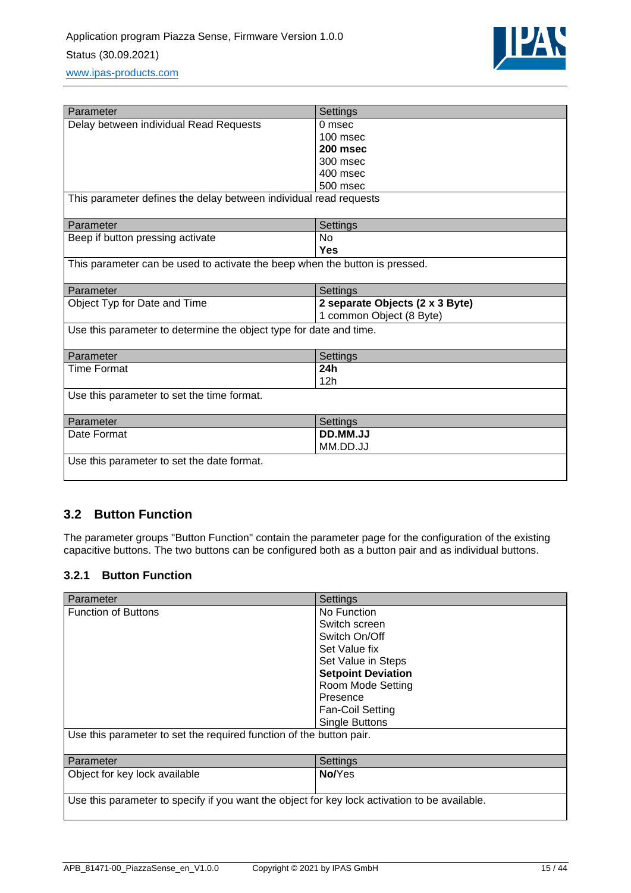| Parameter | Settings |
|---|---|
| Delay between individual Read Requests | 0 msec<br>100 msec<br>**200 msec**<br>300 msec<br>400 msec<br>500 msec |
| This parameter defines the delay between individual read requests | |

| Parameter | Settings |
|---|---|
| Beep if button pressing activate | No<br>**Yes** |
| This parameter can be used to activate the beep when the button is pressed. | |

| Parameter | Settings |
|---|---|
| Object Typ for Date and Time | **2 separate Objects (2 x 3 Byte)**<br>1 common Object (8 Byte) |
| Use this parameter to determine the object type for date and time. | |

| Parameter | Settings |
|---|---|
| Time Format | **24h**<br>12h |
| Use this parameter to set the time format. | |

| Parameter | Settings |
|---|---|
| Date Format | **DD.MM.JJ**<br>MM.DD.JJ |
| Use this parameter to set the date format. | |

## 3.2 Button Function

The parameter groups "Button Function" contain the parameter page for the configuration of the existing capacitive buttons. The two buttons can be configured both as a button pair and as individual buttons.

### 3.2.1 Button Function

| Parameter | Settings |
|---|---|
| Function of Buttons | No Function<br>Switch screen<br>Switch On/Off<br>Set Value fix<br>Set Value in Steps<br>**Setpoint Deviation**<br>Room Mode Setting<br>Presence<br>Fan-Coil Setting<br>Single Buttons |
| Use this parameter to set the required function of the button pair. | |

| Parameter | Settings |
|---|---|
| Object for key lock available | **No**/Yes |
| Use this parameter to specify if you want the object for key lock activation to be available. | |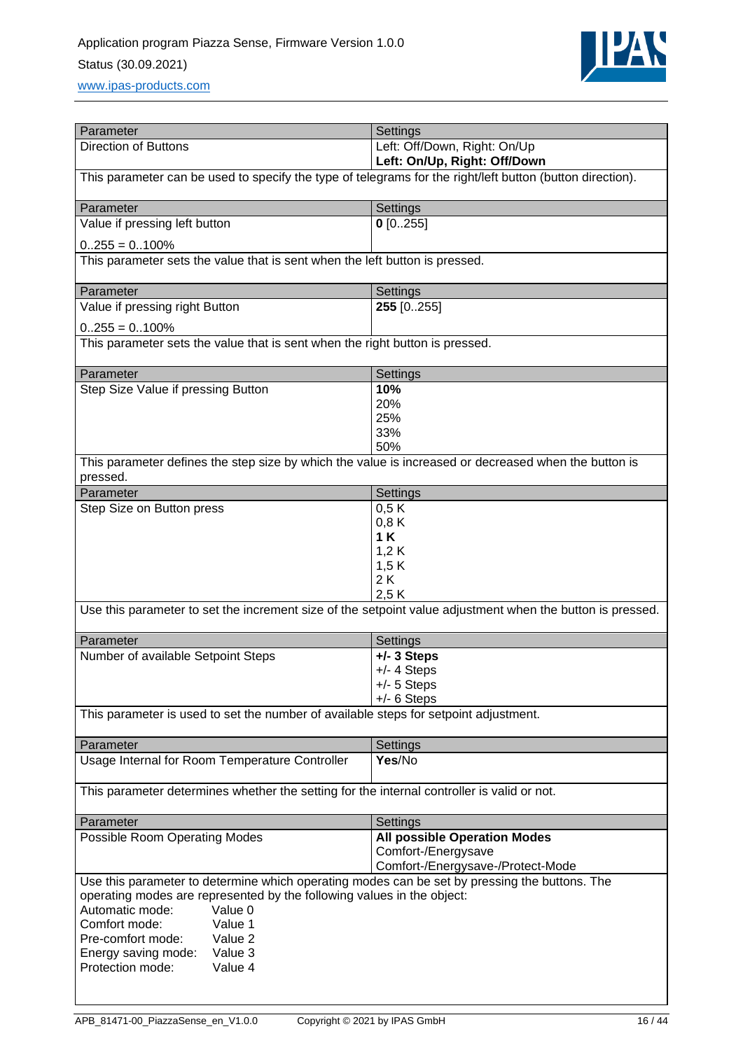| Parameter | Settings |
|---|---|
| Direction of Buttons | Left: Off/Down, Right: On/Up<br>**Left: On/Up, Right: Off/Down** |

This parameter can be used to specify the type of telegrams for the right/left button (button direction).

| Parameter | Settings |
|---|---|
| Value if pressing left button<br><br>0..255 = 0..100% | **0** [0..255] |

This parameter sets the value that is sent when the left button is pressed.

| Parameter | Settings |
|---|---|
| Value if pressing right Button<br><br>0..255 = 0..100% | **255** [0..255] |

This parameter sets the value that is sent when the right button is pressed.

| Parameter | Settings |
|---|---|
| Step Size Value if pressing Button | **10%**<br>20%<br>25%<br>33%<br>50% |

This parameter defines the step size by which the value is increased or decreased when the button is pressed.

| Parameter | Settings |
|---|---|
| Step Size on Button press | 0,5 K<br>0,8 K<br>**1 K**<br>1,2 K<br>1,5 K<br>2 K<br>2,5 K |

Use this parameter to set the increment size of the setpoint value adjustment when the button is pressed.

| Parameter | Settings |
|---|---|
| Number of available Setpoint Steps | **+/- 3 Steps**<br>+/- 4 Steps<br>+/- 5 Steps<br>+/- 6 Steps |

This parameter is used to set the number of available steps for setpoint adjustment.

| Parameter | Settings |
|---|---|
| Usage Internal for Room Temperature Controller | **Yes**/No |

This parameter determines whether the setting for the internal controller is valid or not.

| Parameter | Settings |
|---|---|
| Possible Room Operating Modes | **All possible Operation Modes**<br>Comfort-/Energysave<br>Comfort-/Energysave-/Protect-Mode |

Use this parameter to determine which operating modes can be set by pressing the buttons. The operating modes are represented by the following values in the object:

Automatic mode: Value 0
Comfort mode: Value 1
Pre-comfort mode: Value 2
Energy saving mode: Value 3
Protection mode: Value 4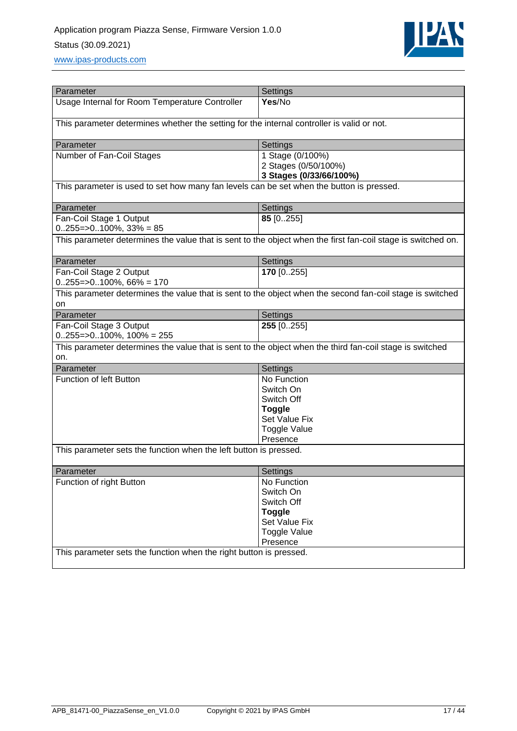| Parameter | Settings |
|---|---|
| Usage Internal for Room Temperature Controller | **Yes**/No |
| This parameter determines whether the setting for the internal controller is valid or not. | |

| Parameter | Settings |
|---|---|
| Number of Fan-Coil Stages | 1 Stage (0/100%)<br>2 Stages (0/50/100%)<br>**3 Stages (0/33/66/100%)** |
| This parameter is used to set how many fan levels can be set when the button is pressed. | |

| Parameter | Settings |
|---|---|
| Fan-Coil Stage 1 Output<br>0..255=>0..100%, 33% = 85 | **85** [0..255] |
| This parameter determines the value that is sent to the object when the first fan-coil stage is switched on. | |

| Parameter | Settings |
|---|---|
| Fan-Coil Stage 2 Output<br>0..255=>0..100%, 66% = 170 | **170** [0..255] |
| This parameter determines the value that is sent to the object when the second fan-coil stage is switched on | |

| Parameter | Settings |
|---|---|
| Fan-Coil Stage 3 Output<br>0..255=>0..100%, 100% = 255 | **255** [0..255] |
| This parameter determines the value that is sent to the object when the third fan-coil stage is switched on. | |

| Parameter | Settings |
|---|---|
| Function of left Button | No Function<br>Switch On<br>Switch Off<br>**Toggle**<br>Set Value Fix<br>Toggle Value<br>Presence |
| This parameter sets the function when the left button is pressed. | |

| Parameter | Settings |
|---|---|
| Function of right Button | No Function<br>Switch On<br>Switch Off<br>**Toggle**<br>Set Value Fix<br>Toggle Value<br>Presence |
| This parameter sets the function when the right button is pressed. | |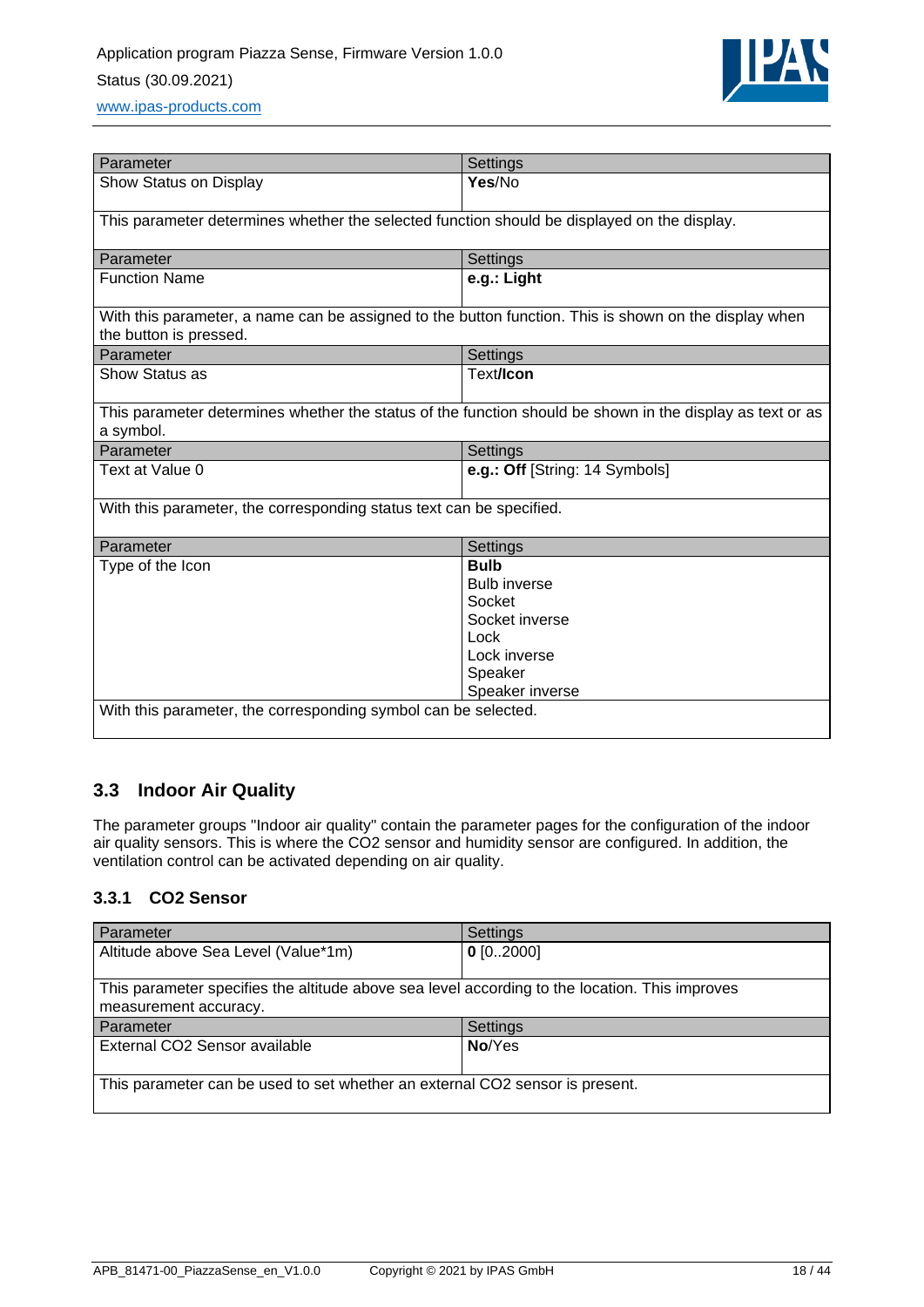| Parameter | Settings |
| --- | --- |
| Show Status on Display | **Yes**/No |
| This parameter determines whether the selected function should be displayed on the display. | |

| Parameter | Settings |
| --- | --- |
| Function Name | **e.g.: Light** |
| With this parameter, a name can be assigned to the button function. This is shown on the display when the button is pressed. | |

| Parameter | Settings |
| --- | --- |
| Show Status as | Text/**Icon** |
| This parameter determines whether the status of the function should be shown in the display as text or as a symbol. | |

| Parameter | Settings |
| --- | --- |
| Text at Value 0 | **e.g.: Off** [String: 14 Symbols] |
| With this parameter, the corresponding status text can be specified. | |

| Parameter | Settings |
| --- | --- |
| Type of the Icon | **Bulb**<br>Bulb inverse<br>Socket<br>Socket inverse<br>Lock<br>Lock inverse<br>Speaker<br>Speaker inverse |
| With this parameter, the corresponding symbol can be selected. | |

## 3.3 Indoor Air Quality

The parameter groups "Indoor air quality" contain the parameter pages for the configuration of the indoor air quality sensors. This is where the CO2 sensor and humidity sensor are configured. In addition, the ventilation control can be activated depending on air quality.

### 3.3.1 CO2 Sensor

| Parameter | Settings |
| --- | --- |
| Altitude above Sea Level (Value*1m) | **0** [0..2000] |
| This parameter specifies the altitude above sea level according to the location. This improves measurement accuracy. | |

| Parameter | Settings |
| --- | --- |
| External CO2 Sensor available | **No**/Yes |
| This parameter can be used to set whether an external CO2 sensor is present. | |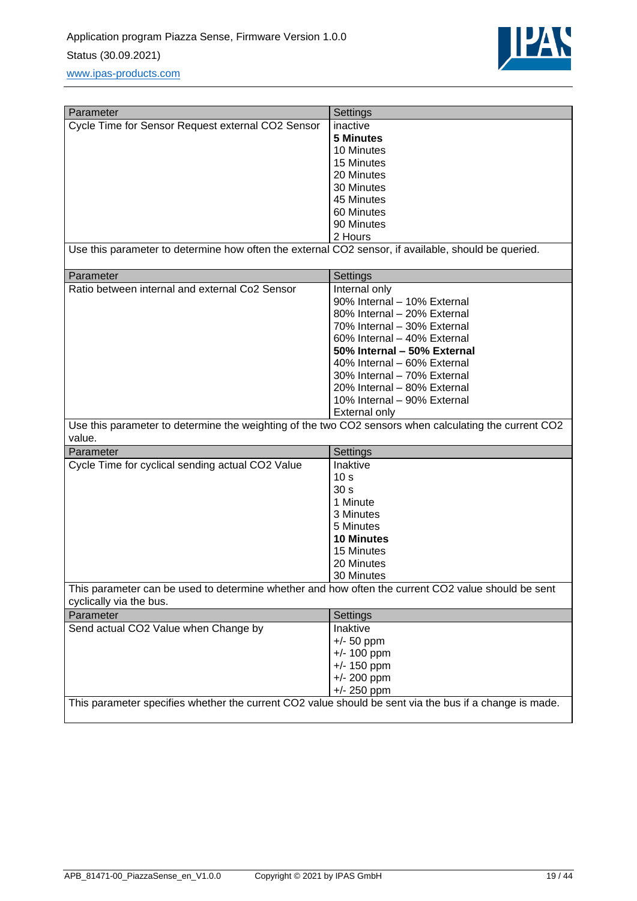| Parameter | Settings |
|---|---|
| Cycle Time for Sensor Request external CO2 Sensor | inactive<br>**5 Minutes**<br>10 Minutes<br>15 Minutes<br>20 Minutes<br>30 Minutes<br>45 Minutes<br>60 Minutes<br>90 Minutes<br>2 Hours |

Use this parameter to determine how often the external CO2 sensor, if available, should be queried.

| Parameter | Settings |
|---|---|
| Ratio between internal and external Co2 Sensor | Internal only<br>90% Internal – 10% External<br>80% Internal – 20% External<br>70% Internal – 30% External<br>60% Internal – 40% External<br>**50% Internal – 50% External**<br>40% Internal – 60% External<br>30% Internal – 70% External<br>20% Internal – 80% External<br>10% Internal – 90% External<br>External only |

Use this parameter to determine the weighting of the two CO2 sensors when calculating the current CO2 value.

| Parameter | Settings |
|---|---|
| Cycle Time for cyclical sending actual CO2 Value | Inaktive<br>10 s<br>30 s<br>1 Minute<br>3 Minutes<br>5 Minutes<br>**10 Minutes**<br>15 Minutes<br>20 Minutes<br>30 Minutes |

This parameter can be used to determine whether and how often the current CO2 value should be sent cyclically via the bus.

| Parameter | Settings |
|---|---|
| Send actual CO2 Value when Change by | Inaktive<br>+/- 50 ppm<br>+/- 100 ppm<br>+/- 150 ppm<br>+/- 200 ppm<br>+/- 250 ppm |

This parameter specifies whether the current CO2 value should be sent via the bus if a change is made.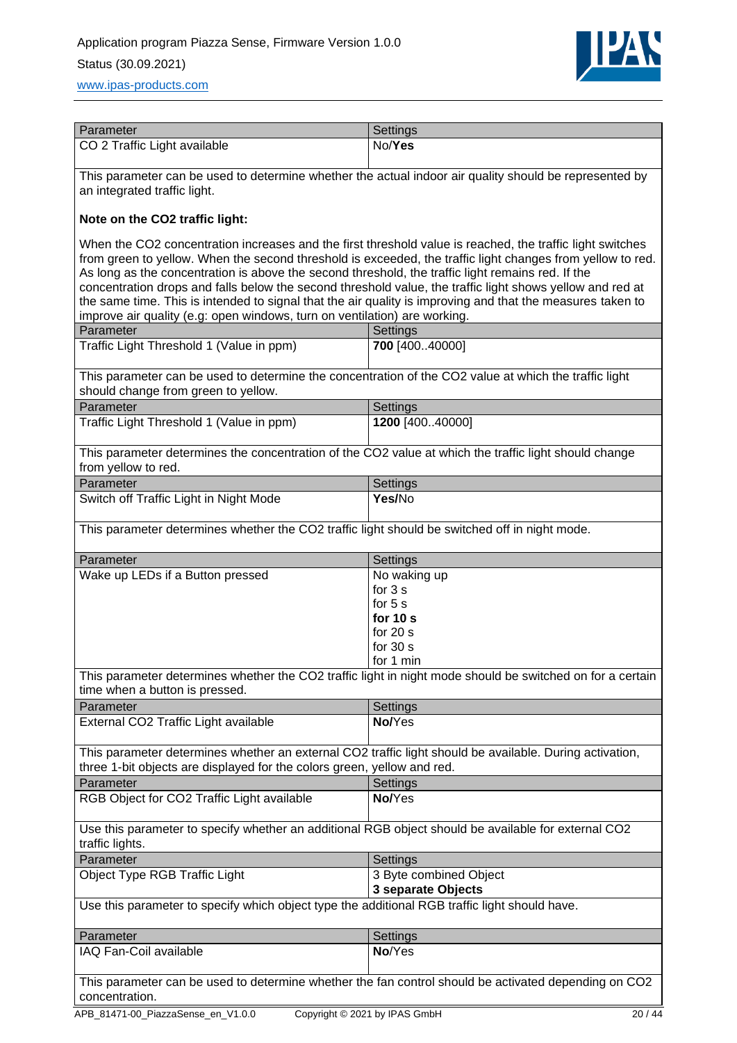| Parameter | Settings |
| --- | --- |
| CO 2 Traffic Light available | No/**Yes** |

This parameter can be used to determine whether the actual indoor air quality should be represented by an integrated traffic light.

**Note on the CO2 traffic light:**

When the CO2 concentration increases and the first threshold value is reached, the traffic light switches from green to yellow. When the second threshold is exceeded, the traffic light changes from yellow to red. As long as the concentration is above the second threshold, the traffic light remains red. If the concentration drops and falls below the second threshold value, the traffic light shows yellow and red at the same time. This is intended to signal that the air quality is improving and that the measures taken to improve air quality (e.g: open windows, turn on ventilation) are working.

| Parameter | Settings |
| --- | --- |
| Traffic Light Threshold 1 (Value in ppm) | **700** [400..40000] |

This parameter can be used to determine the concentration of the CO2 value at which the traffic light should change from green to yellow.

| Parameter | Settings |
| --- | --- |
| Traffic Light Threshold 1 (Value in ppm) | **1200** [400..40000] |

This parameter determines the concentration of the CO2 value at which the traffic light should change from yellow to red.

| Parameter | Settings |
| --- | --- |
| Switch off Traffic Light in Night Mode | **Yes**/No |

This parameter determines whether the CO2 traffic light should be switched off in night mode.

| Parameter | Settings |
| --- | --- |
| Wake up LEDs if a Button pressed | No waking up<br>for 3 s<br>for 5 s<br>**for 10 s**<br>for 20 s<br>for 30 s<br>for 1 min |

This parameter determines whether the CO2 traffic light in night mode should be switched on for a certain time when a button is pressed.

| Parameter | Settings |
| --- | --- |
| External CO2 Traffic Light available | **No**/Yes |

This parameter determines whether an external CO2 traffic light should be available. During activation, three 1-bit objects are displayed for the colors green, yellow and red.

| Parameter | Settings |
| --- | --- |
| RGB Object for CO2 Traffic Light available | **No**/Yes |

Use this parameter to specify whether an additional RGB object should be available for external CO2 traffic lights.

| Parameter | Settings |
| --- | --- |
| Object Type RGB Traffic Light | 3 Byte combined Object<br>**3 separate Objects** |

Use this parameter to specify which object type the additional RGB traffic light should have.

| Parameter | Settings |
| --- | --- |
| IAQ Fan-Coil available | **No**/Yes |

This parameter can be used to determine whether the fan control should be activated depending on CO2 concentration.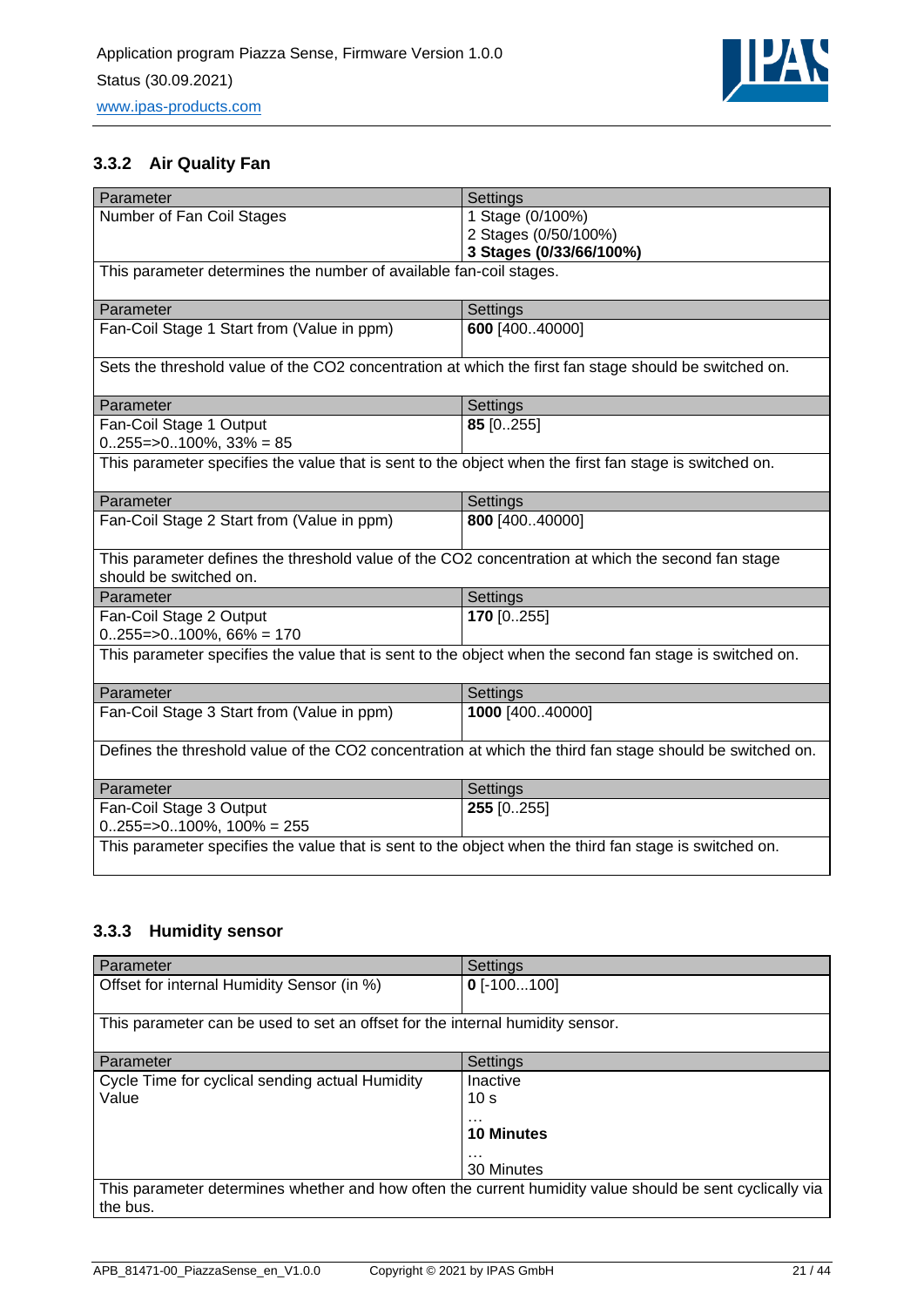### 3.3.2 Air Quality Fan

| Parameter | Settings |
|---|---|
| Number of Fan Coil Stages | 1 Stage (0/100%)<br>2 Stages (0/50/100%)<br>**3 Stages (0/33/66/100%)** |
| This parameter determines the number of available fan-coil stages. | |

| Parameter | Settings |
|---|---|
| Fan-Coil Stage 1 Start from (Value in ppm) | **600** [400..40000] |
| Sets the threshold value of the $CO_2$ concentration at which the first fan stage should be switched on. | |

| Parameter | Settings |
|---|---|
| Fan-Coil Stage 1 Output<br>0..255=>0..100%, 33% = 85 | **85** [0..255] |
| This parameter specifies the value that is sent to the object when the first fan stage is switched on. | |

| Parameter | Settings |
|---|---|
| Fan-Coil Stage 2 Start from (Value in ppm) | **800** [400..40000] |
| This parameter defines the threshold value of the $CO_2$ concentration at which the second fan stage should be switched on. | |

| Parameter | Settings |
|---|---|
| Fan-Coil Stage 2 Output<br>0..255=>0..100%, 66% = 170 | **170** [0..255] |
| This parameter specifies the value that is sent to the object when the second fan stage is switched on. | |

| Parameter | Settings |
|---|---|
| Fan-Coil Stage 3 Start from (Value in ppm) | **1000** [400..40000] |
| Defines the threshold value of the $CO_2$ concentration at which the third fan stage should be switched on. | |

| Parameter | Settings |
|---|---|
| Fan-Coil Stage 3 Output<br>0..255=>0..100%, 100% = 255 | **255** [0..255] |
| This parameter specifies the value that is sent to the object when the third fan stage is switched on. | |

### 3.3.3 Humidity sensor

| Parameter | Settings |
|---|---|
| Offset for internal Humidity Sensor (in %) | **0** [-100...100] |
| This parameter can be used to set an offset for the internal humidity sensor. | |

| Parameter | Settings |
|---|---|
| Cycle Time for cyclical sending actual Humidity Value | Inactive<br>10 s<br>…<br>**10 Minutes**<br>…<br>30 Minutes |
| This parameter determines whether and how often the current humidity value should be sent cyclically via the bus. | |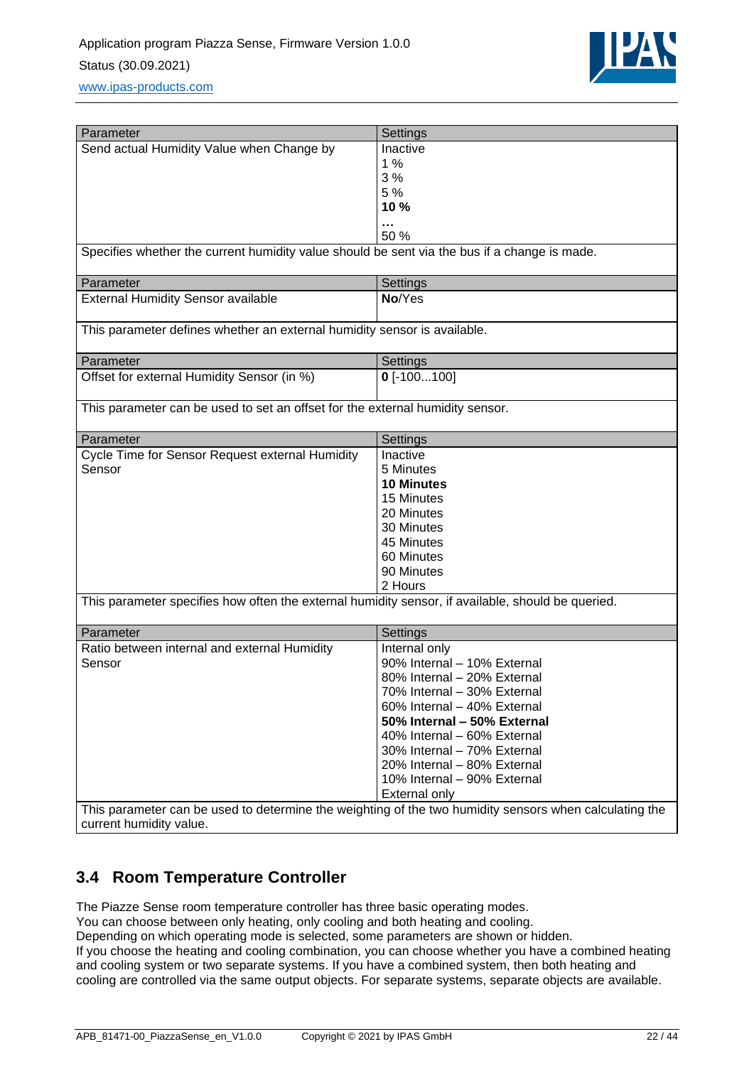| Parameter | Settings |
|---|---|
| Send actual Humidity Value when Change by | Inactive<br>1 %<br>3 %<br>5 %<br>**10 %**<br>**…**<br>50 % |
| Specifies whether the current humidity value should be sent via the bus if a change is made. | |

| Parameter | Settings |
|---|---|
| External Humidity Sensor available | **No**/Yes |
| This parameter defines whether an external humidity sensor is available. | |

| Parameter | Settings |
|---|---|
| Offset for external Humidity Sensor (in %) | **0** [-100...100] |
| This parameter can be used to set an offset for the external humidity sensor. | |

| Parameter | Settings |
|---|---|
| Cycle Time for Sensor Request external Humidity Sensor | Inactive<br>5 Minutes<br>**10 Minutes**<br>15 Minutes<br>20 Minutes<br>30 Minutes<br>45 Minutes<br>60 Minutes<br>90 Minutes<br>2 Hours |
| This parameter specifies how often the external humidity sensor, if available, should be queried. | |

| Parameter | Settings |
|---|---|
| Ratio between internal and external Humidity Sensor | Internal only<br>90% Internal – 10% External<br>80% Internal – 20% External<br>70% Internal – 30% External<br>60% Internal – 40% External<br>**50% Internal – 50% External**<br>40% Internal – 60% External<br>30% Internal – 70% External<br>20% Internal – 80% External<br>10% Internal – 90% External<br>External only |
| This parameter can be used to determine the weighting of the two humidity sensors when calculating the current humidity value. | |

## 3.4 Room Temperature Controller

The Piazze Sense room temperature controller has three basic operating modes.
You can choose between only heating, only cooling and both heating and cooling.
Depending on which operating mode is selected, some parameters are shown or hidden.
If you choose the heating and cooling combination, you can choose whether you have a combined heating and cooling system or two separate systems. If you have a combined system, then both heating and cooling are controlled via the same output objects. For separate systems, separate objects are available.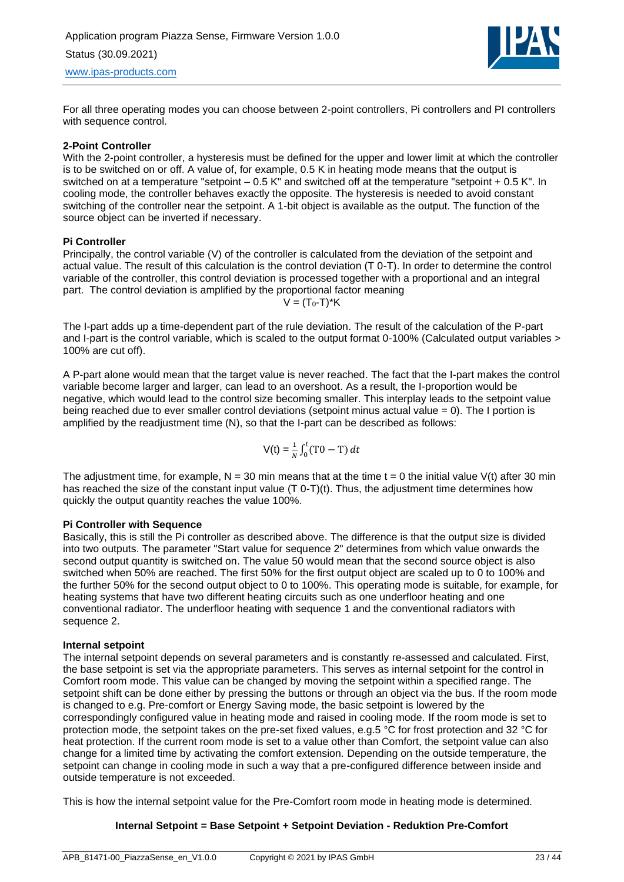For all three operating modes you can choose between 2-point controllers, Pi controllers and PI controllers with sequence control.

**2-Point Controller**

With the 2-point controller, a hysteresis must be defined for the upper and lower limit at which the controller is to be switched on or off. A value of, for example, 0.5 K in heating mode means that the output is switched on at a temperature "setpoint – 0.5 K" and switched off at the temperature "setpoint + 0.5 K". In cooling mode, the controller behaves exactly the opposite. The hysteresis is needed to avoid constant switching of the controller near the setpoint. A 1-bit object is available as the output. The function of the source object can be inverted if necessary.

**Pi Controller**

Principally, the control variable (V) of the controller is calculated from the deviation of the setpoint and actual value. The result of this calculation is the control deviation (T 0-T). In order to determine the control variable of the controller, this control deviation is processed together with a proportional and an integral part. The control deviation is amplified by the proportional factor meaning

$$V = (T_0-T)*K$$

The I-part adds up a time-dependent part of the rule deviation. The result of the calculation of the P-part and I-part is the control variable, which is scaled to the output format 0-100% (Calculated output variables > 100% are cut off).

A P-part alone would mean that the target value is never reached. The fact that the I-part makes the control variable become larger and larger, can lead to an overshoot. As a result, the I-proportion would be negative, which would lead to the control size becoming smaller. This interplay leads to the setpoint value being reached due to ever smaller control deviations (setpoint minus actual value = 0). The I portion is amplified by the readjustment time (N), so that the I-part can be described as follows:

$$V(t) = \frac{1}{N}\int_0^t (T0 - T)\,dt$$

The adjustment time, for example, N = 30 min means that at the time t = 0 the initial value V(t) after 30 min has reached the size of the constant input value (T 0-T)(t). Thus, the adjustment time determines how quickly the output quantity reaches the value 100%.

**Pi Controller with Sequence**

Basically, this is still the Pi controller as described above. The difference is that the output size is divided into two outputs. The parameter "Start value for sequence 2" determines from which value onwards the second output quantity is switched on. The value 50 would mean that the second source object is also switched when 50% are reached. The first 50% for the first output object are scaled up to 0 to 100% and the further 50% for the second output object to 0 to 100%. This operating mode is suitable, for example, for heating systems that have two different heating circuits such as one underfloor heating and one conventional radiator. The underfloor heating with sequence 1 and the conventional radiators with sequence 2.

**Internal setpoint**

The internal setpoint depends on several parameters and is constantly re-assessed and calculated. First, the base setpoint is set via the appropriate parameters. This serves as internal setpoint for the control in Comfort room mode. This value can be changed by moving the setpoint within a specified range. The setpoint shift can be done either by pressing the buttons or through an object via the bus. If the room mode is changed to e.g. Pre-comfort or Energy Saving mode, the basic setpoint is lowered by the correspondingly configured value in heating mode and raised in cooling mode. If the room mode is set to protection mode, the setpoint takes on the pre-set fixed values, e.g.5 °C for frost protection and 32 °C for heat protection. If the current room mode is set to a value other than Comfort, the setpoint value can also change for a limited time by activating the comfort extension. Depending on the outside temperature, the setpoint can change in cooling mode in such a way that a pre-configured difference between inside and outside temperature is not exceeded.

This is how the internal setpoint value for the Pre-Comfort room mode in heating mode is determined.

**Internal Setpoint = Base Setpoint + Setpoint Deviation - Reduktion Pre-Comfort**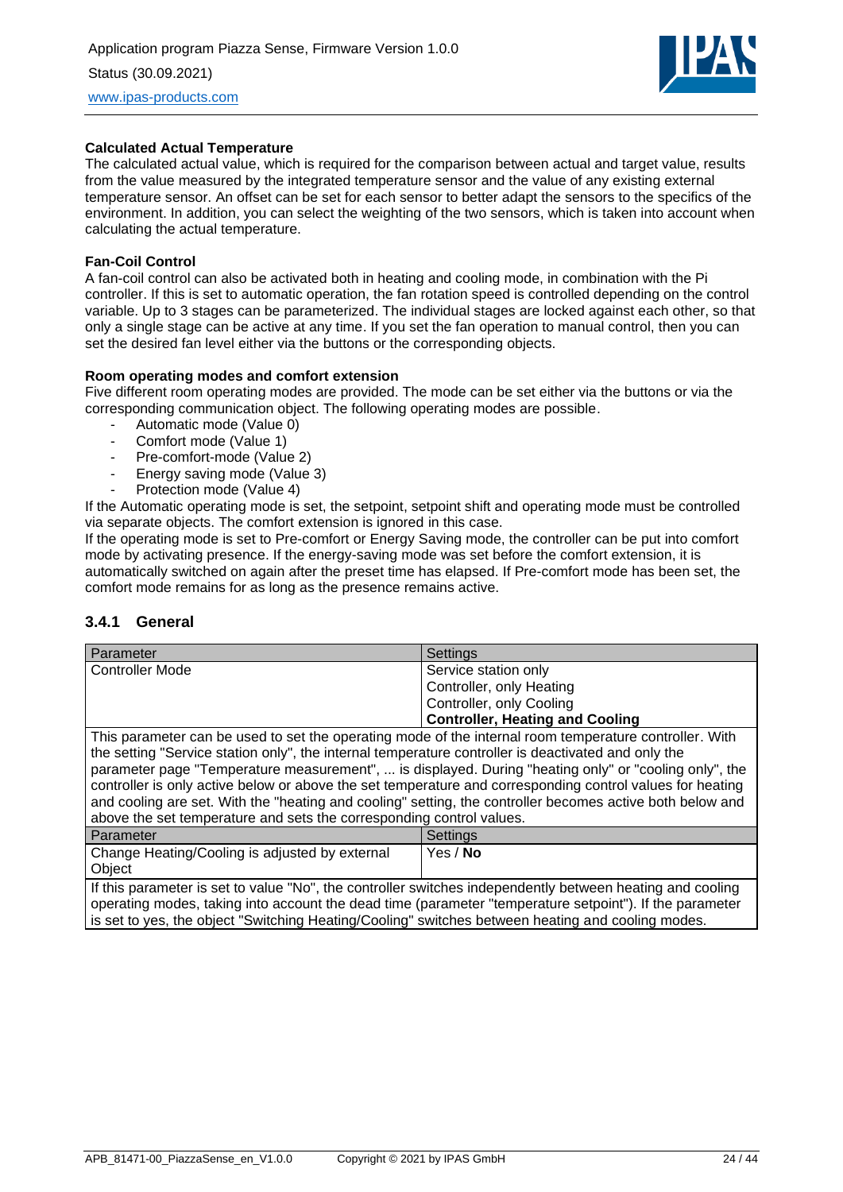**Calculated Actual Temperature**

The calculated actual value, which is required for the comparison between actual and target value, results from the value measured by the integrated temperature sensor and the value of any existing external temperature sensor. An offset can be set for each sensor to better adapt the sensors to the specifics of the environment. In addition, you can select the weighting of the two sensors, which is taken into account when calculating the actual temperature.

**Fan-Coil Control**

A fan-coil control can also be activated both in heating and cooling mode, in combination with the Pi controller. If this is set to automatic operation, the fan rotation speed is controlled depending on the control variable. Up to 3 stages can be parameterized. The individual stages are locked against each other, so that only a single stage can be active at any time. If you set the fan operation to manual control, then you can set the desired fan level either via the buttons or the corresponding objects.

**Room operating modes and comfort extension**

Five different room operating modes are provided. The mode can be set either via the buttons or via the corresponding communication object. The following operating modes are possible.

- Automatic mode (Value 0)
- Comfort mode (Value 1)
- Pre-comfort-mode (Value 2)
- Energy saving mode (Value 3)
- Protection mode (Value 4)

If the Automatic operating mode is set, the setpoint, setpoint shift and operating mode must be controlled via separate objects. The comfort extension is ignored in this case.

If the operating mode is set to Pre-comfort or Energy Saving mode, the controller can be put into comfort mode by activating presence. If the energy-saving mode was set before the comfort extension, it is automatically switched on again after the preset time has elapsed. If Pre-comfort mode has been set, the comfort mode remains for as long as the presence remains active.

### 3.4.1 General

| Parameter | Settings |
|---|---|
| Controller Mode | Service station only<br>Controller, only Heating<br>Controller, only Cooling<br>**Controller, Heating and Cooling** |
| This parameter can be used to set the operating mode of the internal room temperature controller. With the setting "Service station only", the internal temperature controller is deactivated and only the parameter page "Temperature measurement", ... is displayed. During "heating only" or "cooling only", the controller is only active below or above the set temperature and corresponding control values for heating and cooling are set. With the "heating and cooling" setting, the controller becomes active both below and above the set temperature and sets the corresponding control values. | |

| Parameter | Settings |
|---|---|
| Change Heating/Cooling is adjusted by external Object | Yes / **No** |
| If this parameter is set to value "No", the controller switches independently between heating and cooling operating modes, taking into account the dead time (parameter "temperature setpoint"). If the parameter is set to yes, the object "Switching Heating/Cooling" switches between heating and cooling modes. | |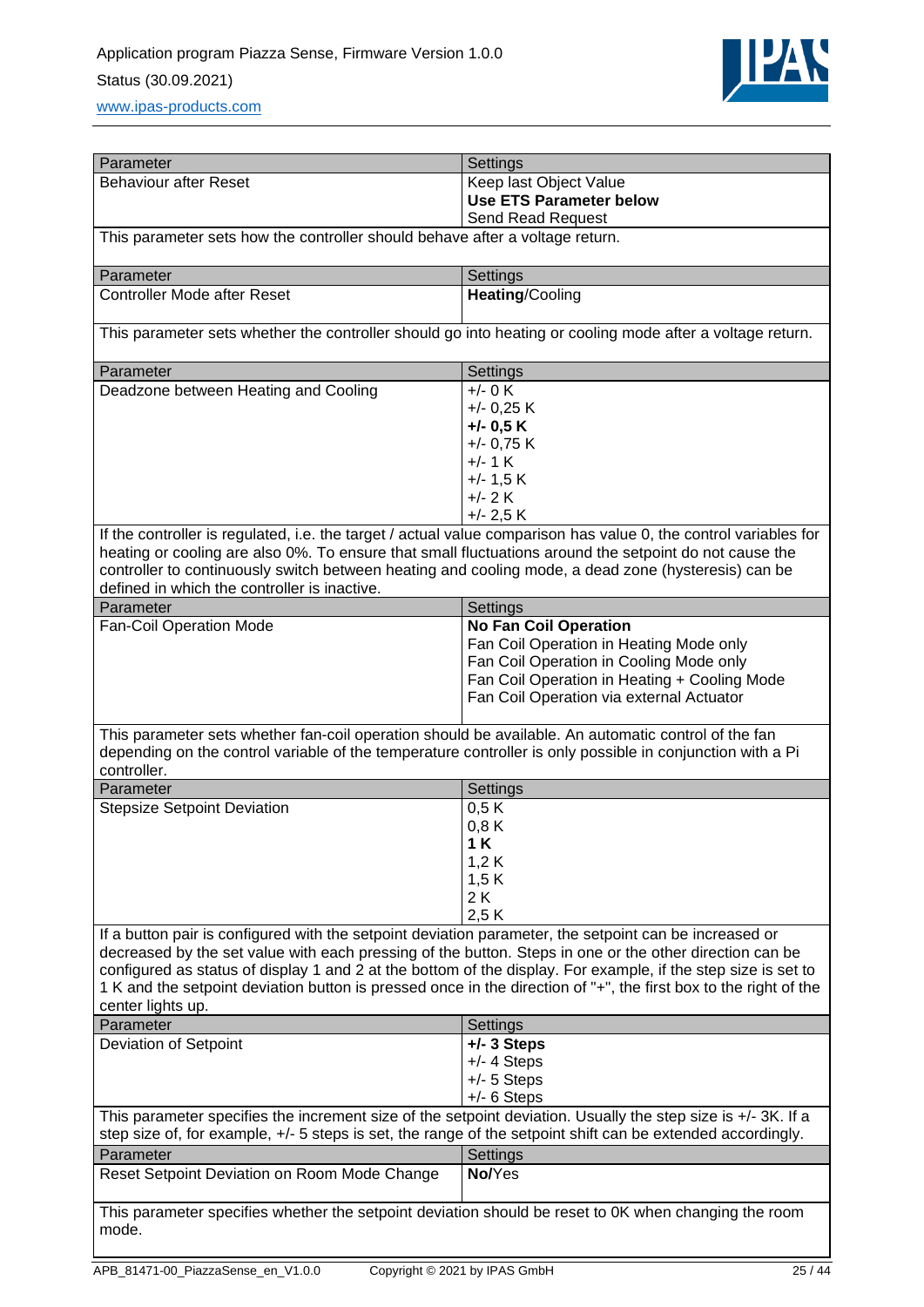| Parameter | Settings |
|---|---|
| Behaviour after Reset | Keep last Object Value<br>**Use ETS Parameter below**<br>Send Read Request |

This parameter sets how the controller should behave after a voltage return.

| Parameter | Settings |
|---|---|
| Controller Mode after Reset | **Heating**/Cooling |

This parameter sets whether the controller should go into heating or cooling mode after a voltage return.

| Parameter | Settings |
|---|---|
| Deadzone between Heating and Cooling | +/- 0 K<br>+/- 0,25 K<br>**+/- 0,5 K**<br>+/- 0,75 K<br>+/- 1 K<br>+/- 1,5 K<br>+/- 2 K<br>+/- 2,5 K |

If the controller is regulated, i.e. the target / actual value comparison has value 0, the control variables for heating or cooling are also 0%. To ensure that small fluctuations around the setpoint do not cause the controller to continuously switch between heating and cooling mode, a dead zone (hysteresis) can be defined in which the controller is inactive.

| Parameter | Settings |
|---|---|
| Fan-Coil Operation Mode | **No Fan Coil Operation**<br>Fan Coil Operation in Heating Mode only<br>Fan Coil Operation in Cooling Mode only<br>Fan Coil Operation in Heating + Cooling Mode<br>Fan Coil Operation via external Actuator |

This parameter sets whether fan-coil operation should be available. An automatic control of the fan depending on the control variable of the temperature controller is only possible in conjunction with a Pi controller.

| Parameter | Settings |
|---|---|
| Stepsize Setpoint Deviation | 0,5 K<br>0,8 K<br>**1 K**<br>1,2 K<br>1,5 K<br>2 K<br>2,5 K |

If a button pair is configured with the setpoint deviation parameter, the setpoint can be increased or decreased by the set value with each pressing of the button. Steps in one or the other direction can be configured as status of display 1 and 2 at the bottom of the display. For example, if the step size is set to 1 K and the setpoint deviation button is pressed once in the direction of "+", the first box to the right of the center lights up.

| Parameter | Settings |
|---|---|
| Deviation of Setpoint | **+/- 3 Steps**<br>+/- 4 Steps<br>+/- 5 Steps<br>+/- 6 Steps |

This parameter specifies the increment size of the setpoint deviation. Usually the step size is +/- 3K. If a step size of, for example, +/- 5 steps is set, the range of the setpoint shift can be extended accordingly.

| Parameter | Settings |
|---|---|
| Reset Setpoint Deviation on Room Mode Change | **No**/Yes |

This parameter specifies whether the setpoint deviation should be reset to 0K when changing the room mode.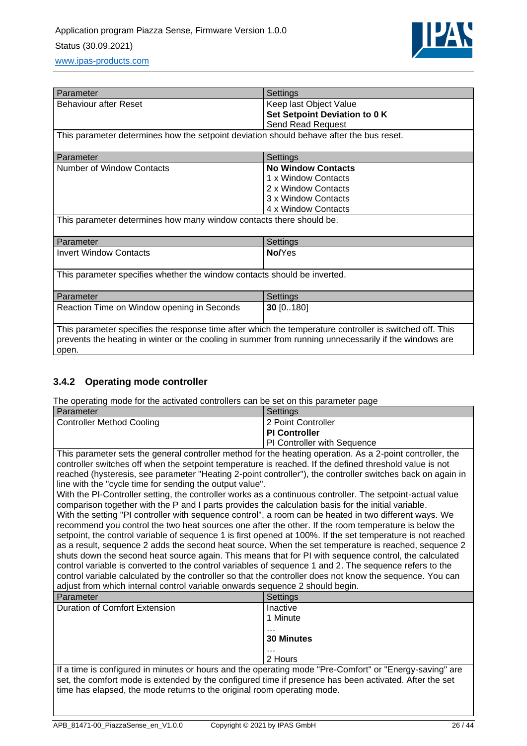| Parameter | Settings |
|---|---|
| Behaviour after Reset | Keep last Object Value<br>**Set Setpoint Deviation to 0 K**<br>Send Read Request |
| This parameter determines how the setpoint deviation should behave after the bus reset. | |

| Parameter | Settings |
|---|---|
| Number of Window Contacts | **No Window Contacts**<br>1 x Window Contacts<br>2 x Window Contacts<br>3 x Window Contacts<br>4 x Window Contacts |
| This parameter determines how many window contacts there should be. | |

| Parameter | Settings |
|---|---|
| Invert Window Contacts | **No**/Yes |
| This parameter specifies whether the window contacts should be inverted. | |

| Parameter | Settings |
|---|---|
| Reaction Time on Window opening in Seconds | **30** [0..180] |
| This parameter specifies the response time after which the temperature controller is switched off. This prevents the heating in winter or the cooling in summer from running unnecessarily if the windows are open. | |

### 3.4.2 Operating mode controller

The operating mode for the activated controllers can be set on this parameter page

| Parameter | Settings |
|---|---|
| Controller Method Cooling | 2 Point Controller<br>**PI Controller**<br>PI Controller with Sequence |
| This parameter sets the general controller method for the heating operation. As a 2-point controller, the controller switches off when the setpoint temperature is reached. If the defined threshold value is not reached (hysteresis, see parameter "Heating 2-point controller"), the controller switches back on again in line with the "cycle time for sending the output value".<br>With the PI-Controller setting, the controller works as a continuous controller. The setpoint-actual value comparison together with the P and I parts provides the calculation basis for the initial variable.<br>With the setting "PI controller with sequence control", a room can be heated in two different ways. We recommend you control the two heat sources one after the other. If the room temperature is below the setpoint, the control variable of sequence 1 is first opened at 100%. If the set temperature is not reached as a result, sequence 2 adds the second heat source. When the set temperature is reached, sequence 2 shuts down the second heat source again. This means that for PI with sequence control, the calculated control variable is converted to the control variables of sequence 1 and 2. The sequence refers to the control variable calculated by the controller so that the controller does not know the sequence. You can adjust from which internal control variable onwards sequence 2 should begin. | |

| Parameter | Settings |
|---|---|
| Duration of Comfort Extension | Inactive<br>1 Minute<br>…<br>**30 Minutes**<br>…<br>2 Hours |
| If a time is configured in minutes or hours and the operating mode "Pre-Comfort" or "Energy-saving" are set, the comfort mode is extended by the configured time if presence has been activated. After the set time has elapsed, the mode returns to the original room operating mode. | |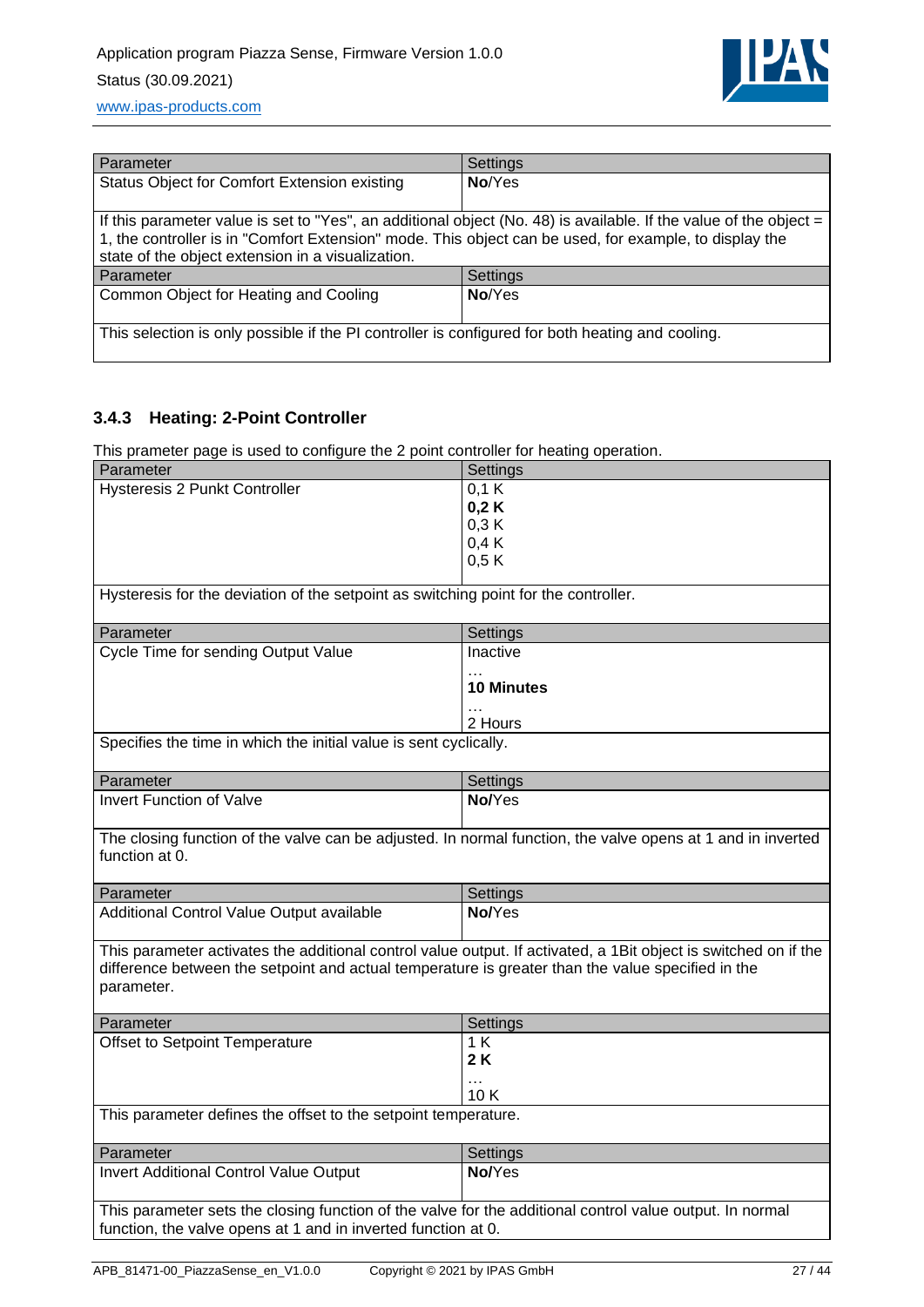| Parameter | Settings |
| --- | --- |
| Status Object for Comfort Extension existing | **No**/Yes |
| If this parameter value is set to "Yes", an additional object (No. 48) is available. If the value of the object = 1, the controller is in "Comfort Extension" mode. This object can be used, for example, to display the state of the object extension in a visualization. | |

| Parameter | Settings |
| --- | --- |
| Common Object for Heating and Cooling | **No**/Yes |
| This selection is only possible if the PI controller is configured for both heating and cooling. | |

### 3.4.3 Heating: 2-Point Controller

This prameter page is used to configure the 2 point controller for heating operation.

| Parameter | Settings |
| --- | --- |
| Hysteresis 2 Punkt Controller | 0,1 K<br>**0,2 K**<br>0,3 K<br>0,4 K<br>0,5 K |
| Hysteresis for the deviation of the setpoint as switching point for the controller. | |

| Parameter | Settings |
| --- | --- |
| Cycle Time for sending Output Value | Inactive<br>…<br>**10 Minutes**<br>…<br>2 Hours |
| Specifies the time in which the initial value is sent cyclically. | |

| Parameter | Settings |
| --- | --- |
| Invert Function of Valve | **No**/Yes |
| The closing function of the valve can be adjusted. In normal function, the valve opens at 1 and in inverted function at 0. | |

| Parameter | Settings |
| --- | --- |
| Additional Control Value Output available | **No**/Yes |
| This parameter activates the additional control value output. If activated, a 1Bit object is switched on if the difference between the setpoint and actual temperature is greater than the value specified in the parameter. | |

| Parameter | Settings |
| --- | --- |
| Offset to Setpoint Temperature | 1 K<br>**2 K**<br>…<br>10 K |
| This parameter defines the offset to the setpoint temperature. | |

| Parameter | Settings |
| --- | --- |
| Invert Additional Control Value Output | **No**/Yes |
| This parameter sets the closing function of the valve for the additional control value output. In normal function, the valve opens at 1 and in inverted function at 0. | |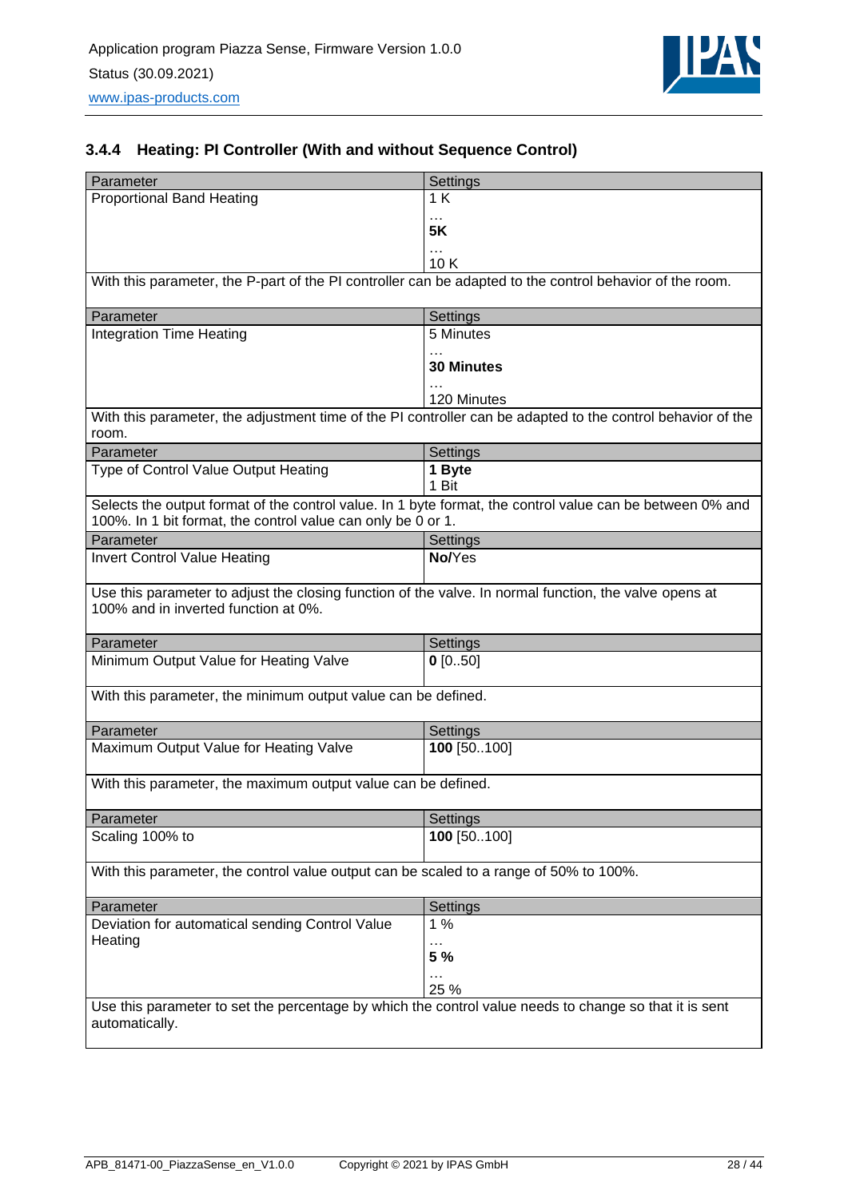### 3.4.4 Heating: PI Controller (With and without Sequence Control)

| Parameter | Settings |
|---|---|
| Proportional Band Heating | 1 K<br>…<br>**5K**<br>…<br>10 K |

With this parameter, the P-part of the PI controller can be adapted to the control behavior of the room.

| Parameter | Settings |
|---|---|
| Integration Time Heating | 5 Minutes<br>…<br>**30 Minutes**<br>…<br>120 Minutes |

With this parameter, the adjustment time of the PI controller can be adapted to the control behavior of the room.

| Parameter | Settings |
|---|---|
| Type of Control Value Output Heating | **1 Byte**<br>1 Bit |

Selects the output format of the control value. In 1 byte format, the control value can be between 0% and 100%. In 1 bit format, the control value can only be 0 or 1.

| Parameter | Settings |
|---|---|
| Invert Control Value Heating | **No**/Yes |

Use this parameter to adjust the closing function of the valve. In normal function, the valve opens at 100% and in inverted function at 0%.

| Parameter | Settings |
|---|---|
| Minimum Output Value for Heating Valve | **0** [0..50] |

With this parameter, the minimum output value can be defined.

| Parameter | Settings |
|---|---|
| Maximum Output Value for Heating Valve | **100** [50..100] |

With this parameter, the maximum output value can be defined.

| Parameter | Settings |
|---|---|
| Scaling 100% to | **100** [50..100] |

With this parameter, the control value output can be scaled to a range of 50% to 100%.

| Parameter | Settings |
|---|---|
| Deviation for automatical sending Control Value Heating | 1 %<br>…<br>**5 %**<br>…<br>25 % |

Use this parameter to set the percentage by which the control value needs to change so that it is sent automatically.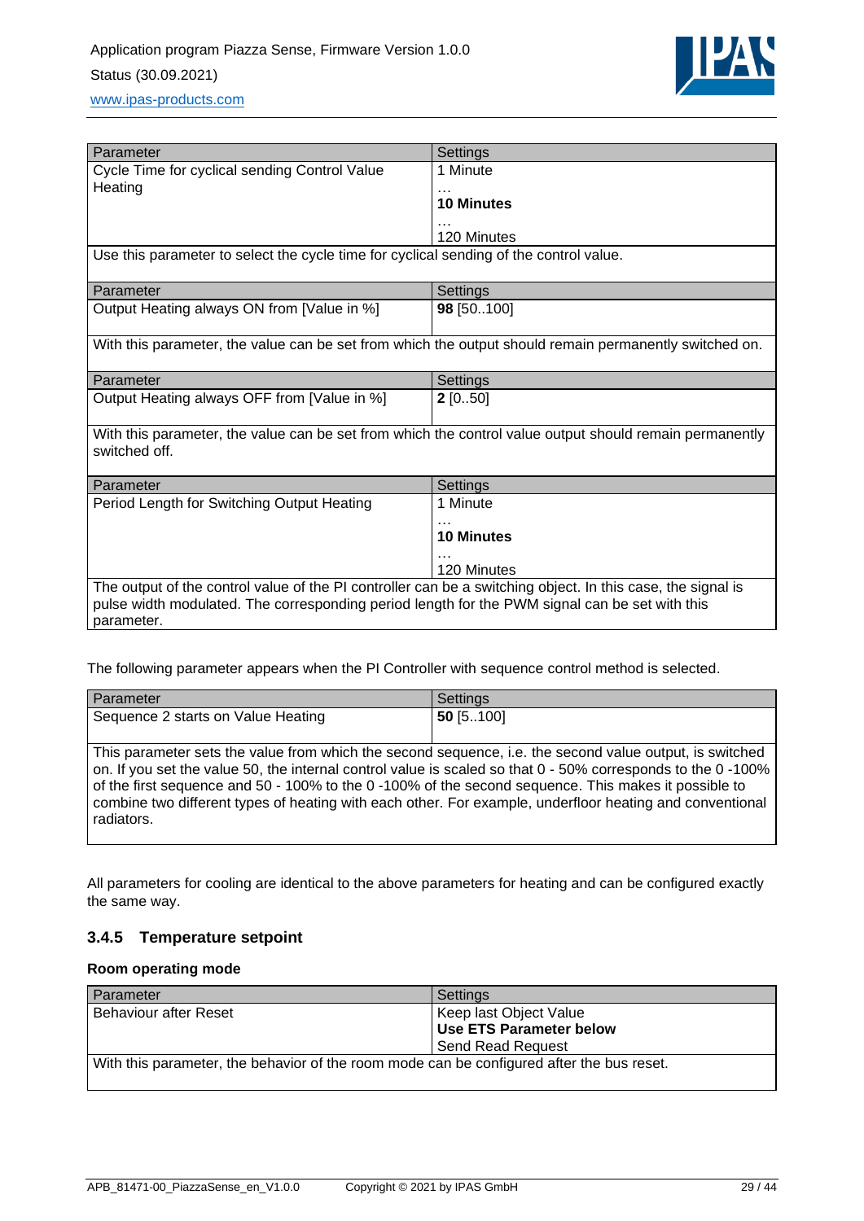| Parameter | Settings |
|---|---|
| Cycle Time for cyclical sending Control Value Heating | 1 Minute<br>…<br>**10 Minutes**<br>…<br>120 Minutes |
| Use this parameter to select the cycle time for cyclical sending of the control value. | |

| Parameter | Settings |
|---|---|
| Output Heating always ON from [Value in %] | **98** [50..100] |
| With this parameter, the value can be set from which the output should remain permanently switched on. | |

| Parameter | Settings |
|---|---|
| Output Heating always OFF from [Value in %] | **2** [0..50] |
| With this parameter, the value can be set from which the control value output should remain permanently switched off. | |

| Parameter | Settings |
|---|---|
| Period Length for Switching Output Heating | 1 Minute<br>…<br>**10 Minutes**<br>…<br>120 Minutes |
| The output of the control value of the PI controller can be a switching object. In this case, the signal is pulse width modulated. The corresponding period length for the PWM signal can be set with this parameter. | |

The following parameter appears when the PI Controller with sequence control method is selected.

| Parameter | Settings |
|---|---|
| Sequence 2 starts on Value Heating | **50** [5..100] |
| This parameter sets the value from which the second sequence, i.e. the second value output, is switched on. If you set the value 50, the internal control value is scaled so that 0 - 50% corresponds to the 0 -100% of the first sequence and 50 - 100% to the 0 -100% of the second sequence. This makes it possible to combine two different types of heating with each other. For example, underfloor heating and conventional radiators. | |

All parameters for cooling are identical to the above parameters for heating and can be configured exactly the same way.

### 3.4.5 Temperature setpoint

**Room operating mode**

| Parameter | Settings |
|---|---|
| Behaviour after Reset | Keep last Object Value<br>**Use ETS Parameter below**<br>Send Read Request |
| With this parameter, the behavior of the room mode can be configured after the bus reset. | |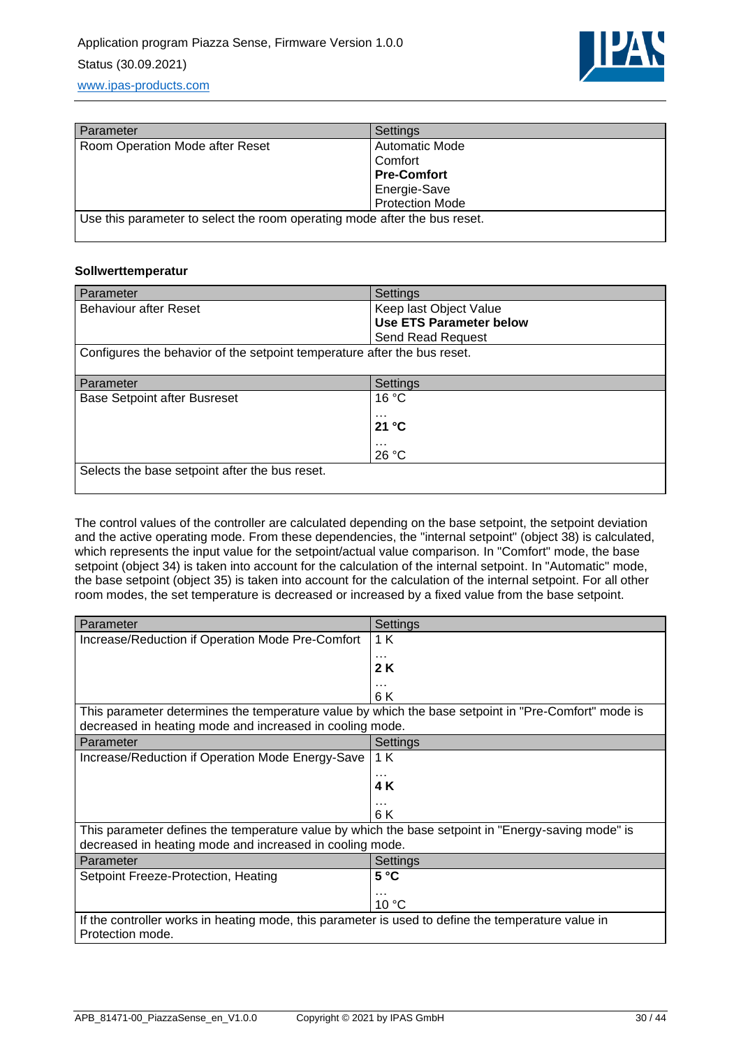| Parameter | Settings |
|---|---|
| Room Operation Mode after Reset | Automatic Mode<br>Comfort<br>**Pre-Comfort**<br>Energie-Save<br>Protection Mode |
| Use this parameter to select the room operating mode after the bus reset. | |

**Sollwerttemperatur**

| Parameter | Settings |
|---|---|
| Behaviour after Reset | Keep last Object Value<br>**Use ETS Parameter below**<br>Send Read Request |
| Configures the behavior of the setpoint temperature after the bus reset. | |

| Parameter | Settings |
|---|---|
| Base Setpoint after Busreset | 16 °C<br>…<br>**21 °C**<br>…<br>26 °C |
| Selects the base setpoint after the bus reset. | |

The control values of the controller are calculated depending on the base setpoint, the setpoint deviation and the active operating mode. From these dependencies, the "internal setpoint" (object 38) is calculated, which represents the input value for the setpoint/actual value comparison. In "Comfort" mode, the base setpoint (object 34) is taken into account for the calculation of the internal setpoint. In "Automatic" mode, the base setpoint (object 35) is taken into account for the calculation of the internal setpoint. For all other room modes, the set temperature is decreased or increased by a fixed value from the base setpoint.

| Parameter | Settings |
|---|---|
| Increase/Reduction if Operation Mode Pre-Comfort | 1 K<br>…<br>**2 K**<br>…<br>6 K |
| This parameter determines the temperature value by which the base setpoint in "Pre-Comfort" mode is decreased in heating mode and increased in cooling mode. | |
| **Parameter** | **Settings** |
| Increase/Reduction if Operation Mode Energy-Save | 1 K<br>…<br>**4 K**<br>…<br>6 K |
| This parameter defines the temperature value by which the base setpoint in "Energy-saving mode" is decreased in heating mode and increased in cooling mode. | |
| **Parameter** | **Settings** |
| Setpoint Freeze-Protection, Heating | **5 °C**<br>…<br>10 °C |
| If the controller works in heating mode, this parameter is used to define the temperature value in Protection mode. | |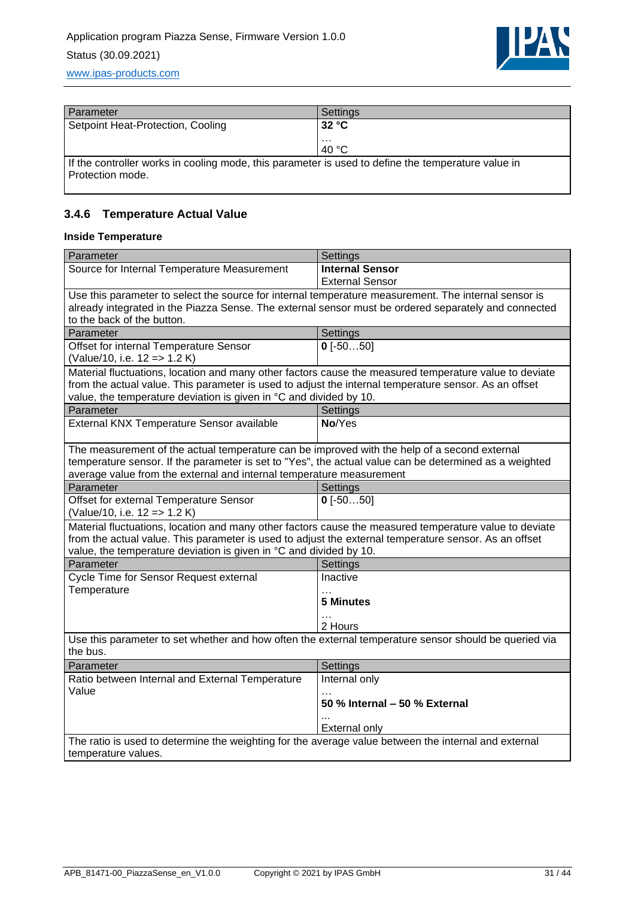| Parameter | Settings |
| --- | --- |
| Setpoint Heat-Protection, Cooling | **32 °C**<br>…<br>40 °C |
| If the controller works in cooling mode, this parameter is used to define the temperature value in Protection mode. | |

### 3.4.6 Temperature Actual Value

**Inside Temperature**

| Parameter | Settings |
| --- | --- |
| Source for Internal Temperature Measurement | **Internal Sensor**<br>External Sensor |
| Use this parameter to select the source for internal temperature measurement. The internal sensor is already integrated in the Piazza Sense. The external sensor must be ordered separately and connected to the back of the button. | |
| Parameter | Settings |
| Offset for internal Temperature Sensor (Value/10, i.e. 12 => 1.2 K) | **0** [-50…50] |
| Material fluctuations, location and many other factors cause the measured temperature value to deviate from the actual value. This parameter is used to adjust the internal temperature sensor. As an offset value, the temperature deviation is given in °C and divided by 10. | |
| Parameter | Settings |
| External KNX Temperature Sensor available | **No**/Yes |
| The measurement of the actual temperature can be improved with the help of a second external temperature sensor. If the parameter is set to "Yes", the actual value can be determined as a weighted average value from the external and internal temperature measurement | |
| Parameter | Settings |
| Offset for external Temperature Sensor (Value/10, i.e. 12 => 1.2 K) | **0** [-50…50] |
| Material fluctuations, location and many other factors cause the measured temperature value to deviate from the actual value. This parameter is used to adjust the external temperature sensor. As an offset value, the temperature deviation is given in °C and divided by 10. | |
| Parameter | Settings |
| Cycle Time for Sensor Request external Temperature | Inactive<br>…<br>**5 Minutes**<br>…<br>2 Hours |
| Use this parameter to set whether and how often the external temperature sensor should be queried via the bus. | |
| Parameter | Settings |
| Ratio between Internal and External Temperature Value | Internal only<br>…<br>**50 % Internal – 50 % External**<br>…<br>External only |
| The ratio is used to determine the weighting for the average value between the internal and external temperature values. | |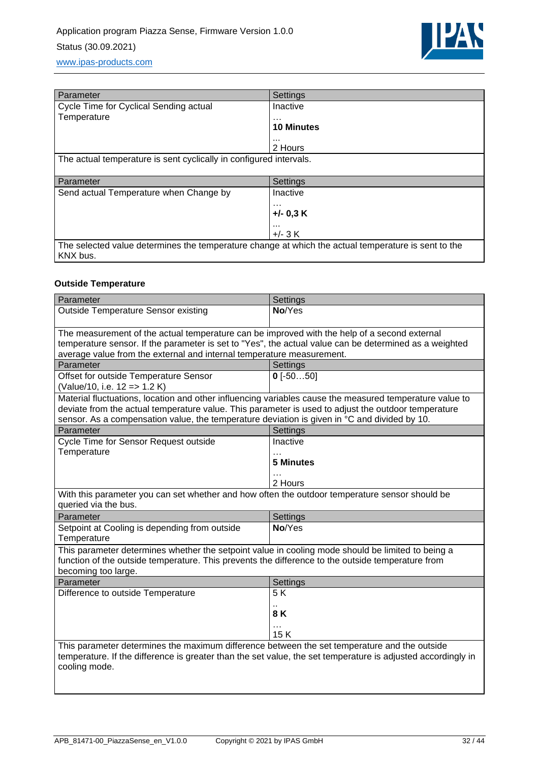| Parameter | Settings |
|---|---|
| Cycle Time for Cyclical Sending actual Temperature | Inactive<br>…<br>**10 Minutes**<br>…<br>2 Hours |
| The actual temperature is sent cyclically in configured intervals. | |

| Parameter | Settings |
|---|---|
| Send actual Temperature when Change by | Inactive<br>…<br>**+/- 0,3 K**<br>…<br>+/- 3 K |
| The selected value determines the temperature change at which the actual temperature is sent to the KNX bus. | |

### Outside Temperature

| Parameter | Settings |
|---|---|
| Outside Temperature Sensor existing | **No**/Yes |
| The measurement of the actual temperature can be improved with the help of a second external temperature sensor. If the parameter is set to "Yes", the actual value can be determined as a weighted average value from the external and internal temperature measurement. | |
| **Parameter** | **Settings** |
| Offset for outside Temperature Sensor (Value/10, i.e. 12 => 1.2 K) | **0** [-50…50] |
| Material fluctuations, location and other influencing variables cause the measured temperature value to deviate from the actual temperature value. This parameter is used to adjust the outdoor temperature sensor. As a compensation value, the temperature deviation is given in °C and divided by 10. | |
| **Parameter** | **Settings** |
| Cycle Time for Sensor Request outside Temperature | Inactive<br>…<br>**5 Minutes**<br>…<br>2 Hours |
| With this parameter you can set whether and how often the outdoor temperature sensor should be queried via the bus. | |
| **Parameter** | **Settings** |
| Setpoint at Cooling is depending from outside Temperature | **No**/Yes |
| This parameter determines whether the setpoint value in cooling mode should be limited to being a function of the outside temperature. This prevents the difference to the outside temperature from becoming too large. | |
| **Parameter** | **Settings** |
| Difference to outside Temperature | 5 K<br>..<br>**8 K**<br>…<br>15 K |
| This parameter determines the maximum difference between the set temperature and the outside temperature. If the difference is greater than the set value, the set temperature is adjusted accordingly in cooling mode. | |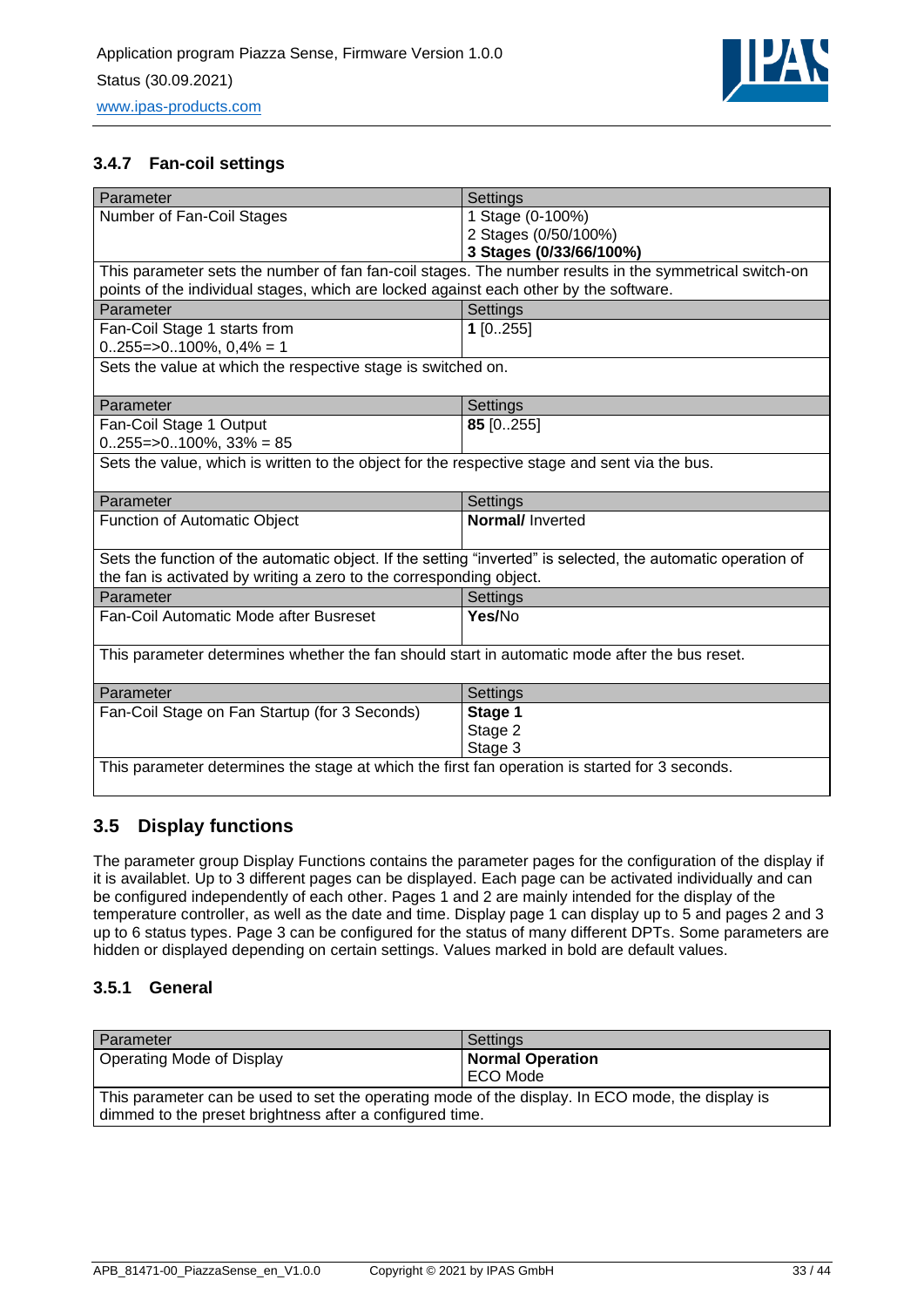### 3.4.7 Fan-coil settings

| Parameter | Settings |
|---|---|
| Number of Fan-Coil Stages | 1 Stage (0-100%)<br>2 Stages (0/50/100%)<br>**3 Stages (0/33/66/100%)** |
| This parameter sets the number of fan fan-coil stages. The number results in the symmetrical switch-on points of the individual stages, which are locked against each other by the software. | |

| Parameter | Settings |
|---|---|
| Fan-Coil Stage 1 starts from<br>0..255=>0..100%, 0,4% = 1 | **1** [0..255] |
| Sets the value at which the respective stage is switched on. | |

| Parameter | Settings |
|---|---|
| Fan-Coil Stage 1 Output<br>0..255=>0..100%, 33% = 85 | **85** [0..255] |
| Sets the value, which is written to the object for the respective stage and sent via the bus. | |

| Parameter | Settings |
|---|---|
| Function of Automatic Object | **Normal**/ Inverted |
| Sets the function of the automatic object. If the setting "inverted" is selected, the automatic operation of the fan is activated by writing a zero to the corresponding object. | |

| Parameter | Settings |
|---|---|
| Fan-Coil Automatic Mode after Busreset | **Yes**/No |
| This parameter determines whether the fan should start in automatic mode after the bus reset. | |

| Parameter | Settings |
|---|---|
| Fan-Coil Stage on Fan Startup (for 3 Seconds) | **Stage 1**<br>Stage 2<br>Stage 3 |
| This parameter determines the stage at which the first fan operation is started for 3 seconds. | |

## 3.5 Display functions

The parameter group Display Functions contains the parameter pages for the configuration of the display if it is availablet. Up to 3 different pages can be displayed. Each page can be activated individually and can be configured independently of each other. Pages 1 and 2 are mainly intended for the display of the temperature controller, as well as the date and time. Display page 1 can display up to 5 and pages 2 and 3 up to 6 status types. Page 3 can be configured for the status of many different DPTs. Some parameters are hidden or displayed depending on certain settings. Values marked in bold are default values.

### 3.5.1 General

| Parameter | Settings |
|---|---|
| Operating Mode of Display | **Normal Operation**<br>ECO Mode |
| This parameter can be used to set the operating mode of the display. In ECO mode, the display is dimmed to the preset brightness after a configured time. | |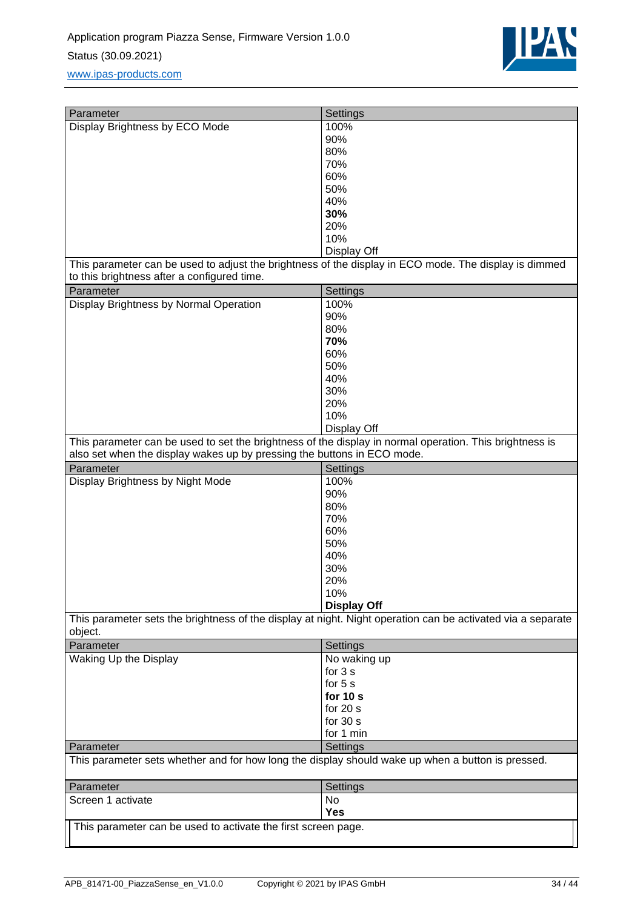| Parameter | Settings |
|---|---|
| Display Brightness by ECO Mode | 100%<br>90%<br>80%<br>70%<br>60%<br>50%<br>40%<br>**30%**<br>20%<br>10%<br>Display Off |
| This parameter can be used to adjust the brightness of the display in ECO mode. The display is dimmed to this brightness after a configured time. | |

| Parameter | Settings |
|---|---|
| Display Brightness by Normal Operation | 100%<br>90%<br>80%<br>**70%**<br>60%<br>50%<br>40%<br>30%<br>20%<br>10%<br>Display Off |
| This parameter can be used to set the brightness of the display in normal operation. This brightness is also set when the display wakes up by pressing the buttons in ECO mode. | |

| Parameter | Settings |
|---|---|
| Display Brightness by Night Mode | 100%<br>90%<br>80%<br>70%<br>60%<br>50%<br>40%<br>30%<br>20%<br>10%<br>**Display Off** |
| This parameter sets the brightness of the display at night. Night operation can be activated via a separate object. | |

| Parameter | Settings |
|---|---|
| Waking Up the Display | No waking up<br>for 3 s<br>for 5 s<br>**for 10 s**<br>for 20 s<br>for 30 s<br>for 1 min |
| This parameter sets whether and for how long the display should wake up when a button is pressed. | |

| Parameter | Settings |
|---|---|
| Screen 1 activate | No<br>**Yes** |
| This parameter can be used to activate the first screen page. | |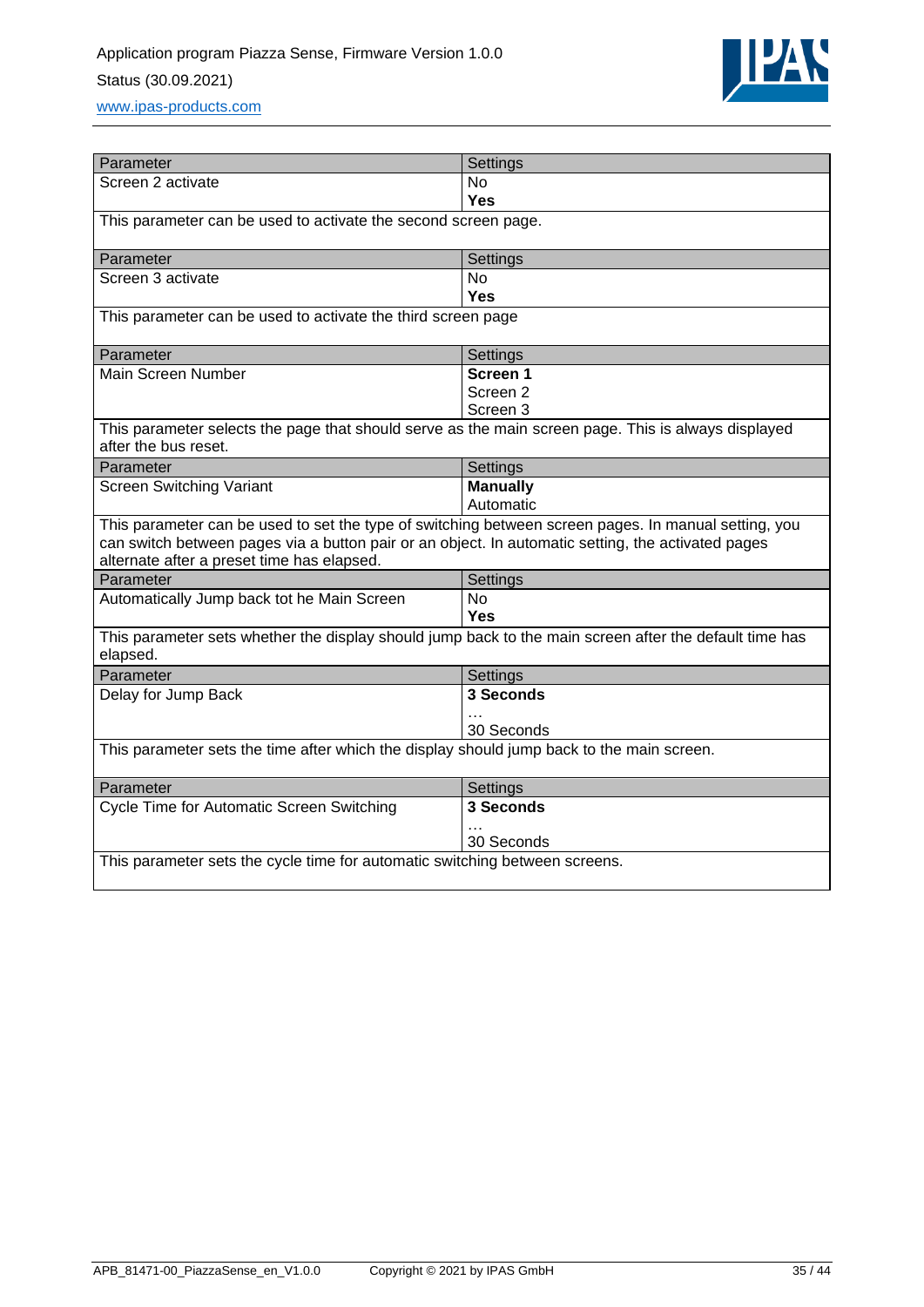| Parameter | Settings |
| --- | --- |
| Screen 2 activate | No<br>**Yes** |
| This parameter can be used to activate the second screen page. | |

| Parameter | Settings |
| --- | --- |
| Screen 3 activate | No<br>**Yes** |
| This parameter can be used to activate the third screen page | |

| Parameter | Settings |
| --- | --- |
| Main Screen Number | **Screen 1**<br>Screen 2<br>Screen 3 |
| This parameter selects the page that should serve as the main screen page. This is always displayed after the bus reset. | |

| Parameter | Settings |
| --- | --- |
| Screen Switching Variant | **Manually**<br>Automatic |
| This parameter can be used to set the type of switching between screen pages. In manual setting, you can switch between pages via a button pair or an object. In automatic setting, the activated pages alternate after a preset time has elapsed. | |

| Parameter | Settings |
| --- | --- |
| Automatically Jump back tot he Main Screen | No<br>**Yes** |
| This parameter sets whether the display should jump back to the main screen after the default time has elapsed. | |

| Parameter | Settings |
| --- | --- |
| Delay for Jump Back | **3 Seconds**<br>…<br>30 Seconds |
| This parameter sets the time after which the display should jump back to the main screen. | |

| Parameter | Settings |
| --- | --- |
| Cycle Time for Automatic Screen Switching | **3 Seconds**<br>…<br>30 Seconds |
| This parameter sets the cycle time for automatic switching between screens. | |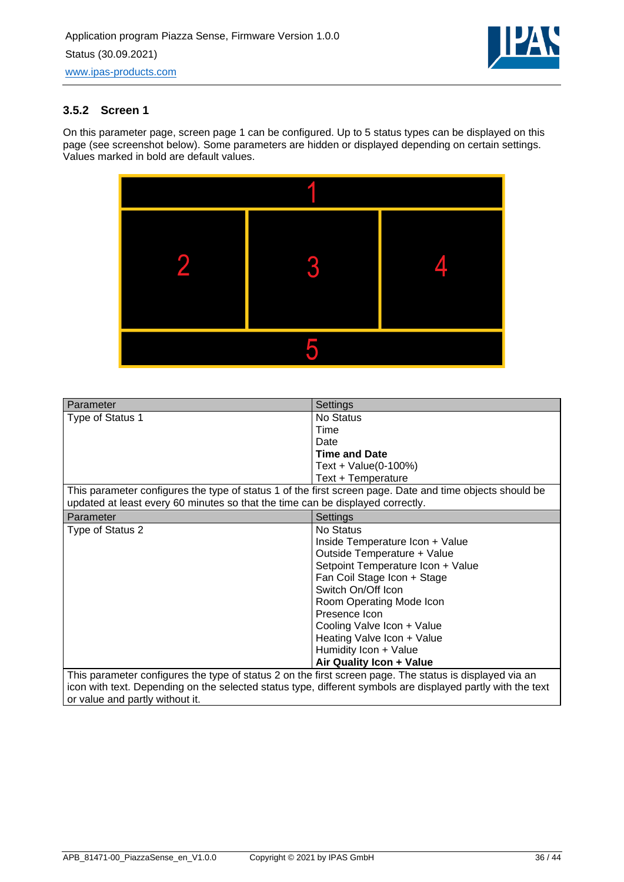### 3.5.2 Screen 1

On this parameter page, screen page 1 can be configured. Up to 5 status types can be displayed on this page (see screenshot below). Some parameters are hidden or displayed depending on certain settings. Values marked in bold are default values.

| Parameter | Settings |
|---|---|
| Type of Status 1 | No Status<br>Time<br>Date<br>**Time and Date**<br>Text + Value(0-100%)<br>Text + Temperature |
| This parameter configures the type of status 1 of the first screen page. Date and time objects should be updated at least every 60 minutes so that the time can be displayed correctly. | |

| Parameter | Settings |
|---|---|
| Type of Status 2 | No Status<br>Inside Temperature Icon + Value<br>Outside Temperature + Value<br>Setpoint Temperature Icon + Value<br>Fan Coil Stage Icon + Stage<br>Switch On/Off Icon<br>Room Operating Mode Icon<br>Presence Icon<br>Cooling Valve Icon + Value<br>Heating Valve Icon + Value<br>Humidity Icon + Value<br>**Air Quality Icon + Value** |
| This parameter configures the type of status 2 on the first screen page. The status is displayed via an icon with text. Depending on the selected status type, different symbols are displayed partly with the text or value and partly without it. | |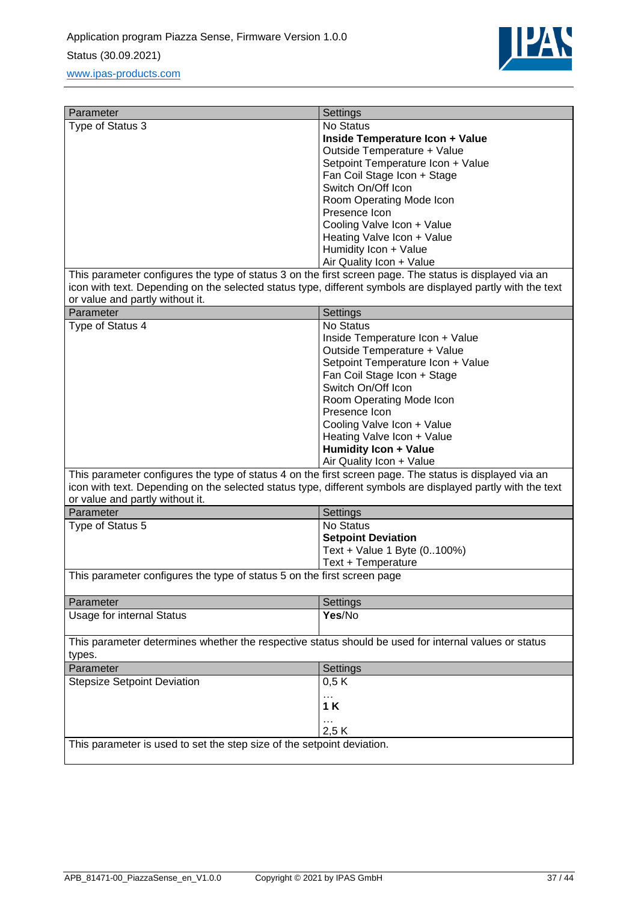| Parameter | Settings |
| --- | --- |
| Type of Status 3 | No Status<br>**Inside Temperature Icon + Value**<br>Outside Temperature + Value<br>Setpoint Temperature Icon + Value<br>Fan Coil Stage Icon + Stage<br>Switch On/Off Icon<br>Room Operating Mode Icon<br>Presence Icon<br>Cooling Valve Icon + Value<br>Heating Valve Icon + Value<br>Humidity Icon + Value<br>Air Quality Icon + Value |
| This parameter configures the type of status 3 on the first screen page. The status is displayed via an icon with text. Depending on the selected status type, different symbols are displayed partly with the text or value and partly without it. | |

| Parameter | Settings |
| --- | --- |
| Type of Status 4 | No Status<br>Inside Temperature Icon + Value<br>Outside Temperature + Value<br>Setpoint Temperature Icon + Value<br>Fan Coil Stage Icon + Stage<br>Switch On/Off Icon<br>Room Operating Mode Icon<br>Presence Icon<br>Cooling Valve Icon + Value<br>Heating Valve Icon + Value<br>**Humidity Icon + Value**<br>Air Quality Icon + Value |
| This parameter configures the type of status 4 on the first screen page. The status is displayed via an icon with text. Depending on the selected status type, different symbols are displayed partly with the text or value and partly without it. | |

| Parameter | Settings |
| --- | --- |
| Type of Status 5 | No Status<br>**Setpoint Deviation**<br>Text + Value 1 Byte (0..100%)<br>Text + Temperature |
| This parameter configures the type of status 5 on the first screen page | |

| Parameter | Settings |
| --- | --- |
| Usage for internal Status | **Yes**/No |
| This parameter determines whether the respective status should be used for internal values or status types. | |

| Parameter | Settings |
| --- | --- |
| Stepsize Setpoint Deviation | 0,5 K<br>…<br>**1 K**<br>…<br>2,5 K |
| This parameter is used to set the step size of the setpoint deviation. | |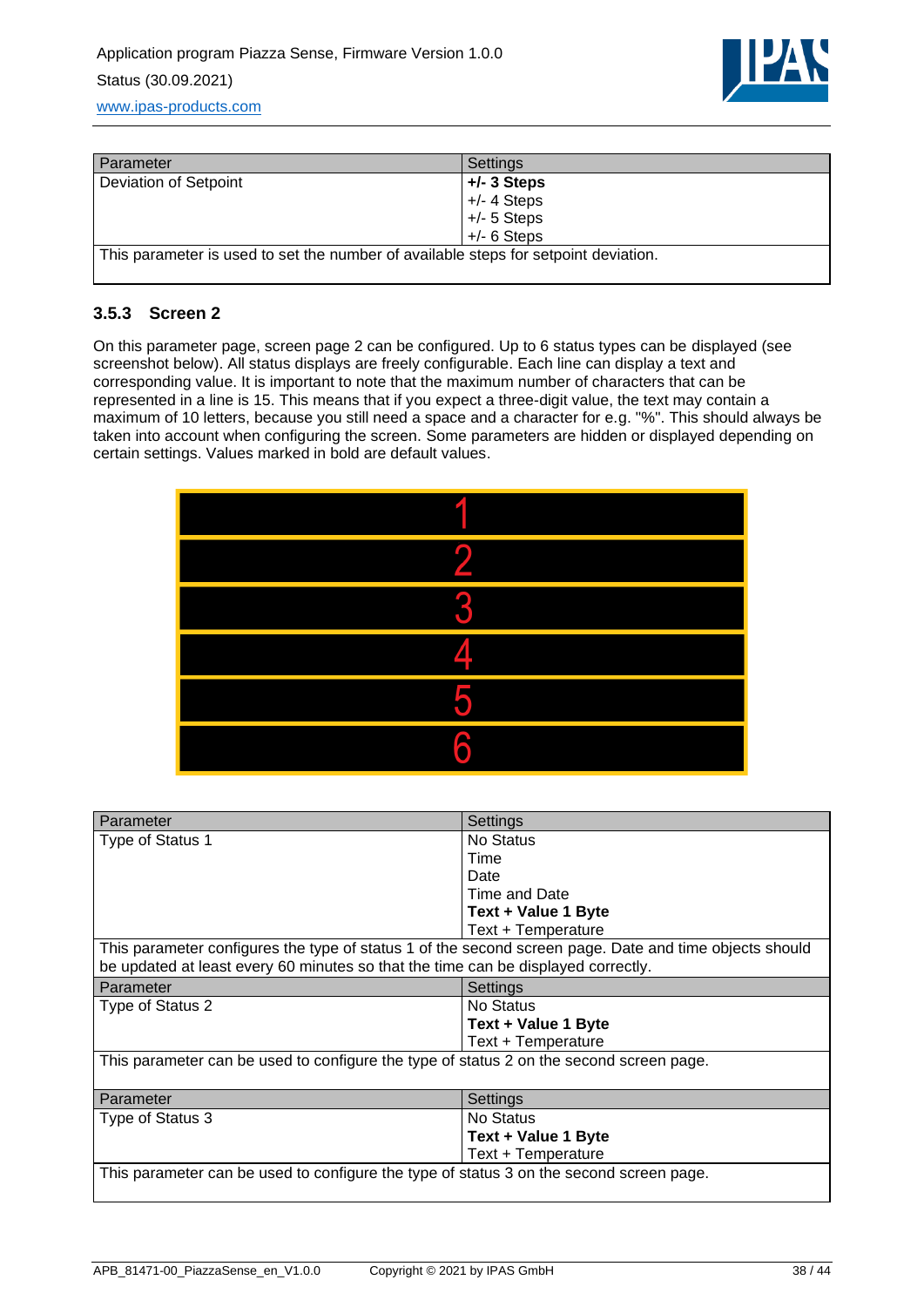| Parameter | Settings |
| --- | --- |
| Deviation of Setpoint | **+/- 3 Steps**<br>+/- 4 Steps<br>+/- 5 Steps<br>+/- 6 Steps |
| This parameter is used to set the number of available steps for setpoint deviation. | |

### 3.5.3 Screen 2

On this parameter page, screen page 2 can be configured. Up to 6 status types can be displayed (see screenshot below). All status displays are freely configurable. Each line can display a text and corresponding value. It is important to note that the maximum number of characters that can be represented in a line is 15. This means that if you expect a three-digit value, the text may contain a maximum of 10 letters, because you still need a space and a character for e.g. "%". This should always be taken into account when configuring the screen. Some parameters are hidden or displayed depending on certain settings. Values marked in bold are default values.

| Parameter | Settings |
| --- | --- |
| Type of Status 1 | No Status<br>Time<br>Date<br>Time and Date<br>**Text + Value 1 Byte**<br>Text + Temperature |
| This parameter configures the type of status 1 of the second screen page. Date and time objects should be updated at least every 60 minutes so that the time can be displayed correctly. | |
| **Parameter** | **Settings** |
| Type of Status 2 | No Status<br>**Text + Value 1 Byte**<br>Text + Temperature |
| This parameter can be used to configure the type of status 2 on the second screen page. | |
| **Parameter** | **Settings** |
| Type of Status 3 | No Status<br>**Text + Value 1 Byte**<br>Text + Temperature |
| This parameter can be used to configure the type of status 3 on the second screen page. | |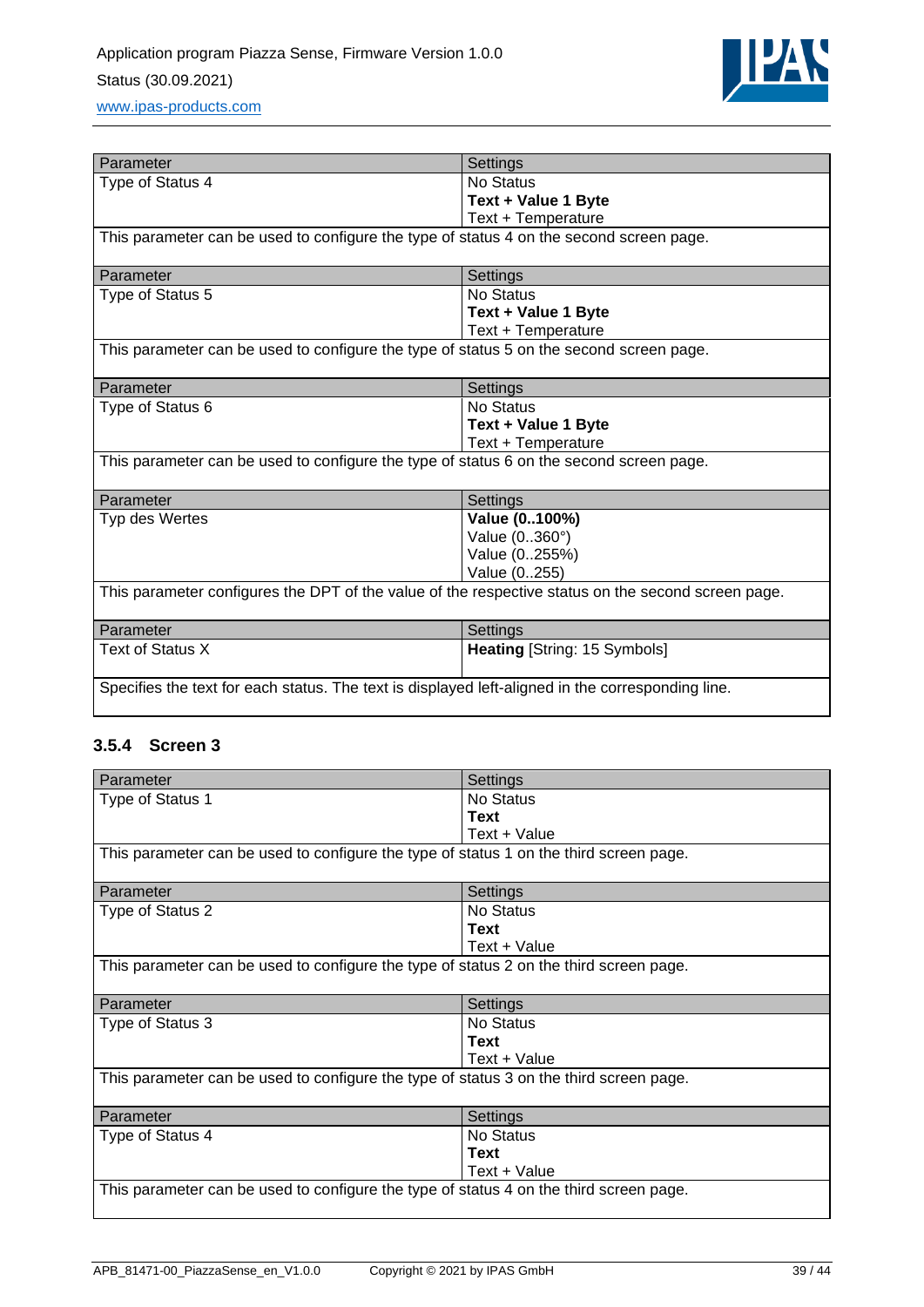| Parameter | Settings |
|---|---|
| Type of Status 4 | No Status<br>**Text + Value 1 Byte**<br>Text + Temperature |
| This parameter can be used to configure the type of status 4 on the second screen page. | |

| Parameter | Settings |
|---|---|
| Type of Status 5 | No Status<br>**Text + Value 1 Byte**<br>Text + Temperature |
| This parameter can be used to configure the type of status 5 on the second screen page. | |

| Parameter | Settings |
|---|---|
| Type of Status 6 | No Status<br>**Text + Value 1 Byte**<br>Text + Temperature |
| This parameter can be used to configure the type of status 6 on the second screen page. | |

| Parameter | Settings |
|---|---|
| Typ des Wertes | **Value (0..100%)**<br>Value (0..360°)<br>Value (0..255%)<br>Value (0..255) |
| This parameter configures the DPT of the value of the respective status on the second screen page. | |

| Parameter | Settings |
|---|---|
| Text of Status X | **Heating** [String: 15 Symbols] |
| Specifies the text for each status. The text is displayed left-aligned in the corresponding line. | |

### 3.5.4 Screen 3

| Parameter | Settings |
|---|---|
| Type of Status 1 | No Status<br>**Text**<br>Text + Value |
| This parameter can be used to configure the type of status 1 on the third screen page. | |

| Parameter | Settings |
|---|---|
| Type of Status 2 | No Status<br>**Text**<br>Text + Value |
| This parameter can be used to configure the type of status 2 on the third screen page. | |

| Parameter | Settings |
|---|---|
| Type of Status 3 | No Status<br>**Text**<br>Text + Value |
| This parameter can be used to configure the type of status 3 on the third screen page. | |

| Parameter | Settings |
|---|---|
| Type of Status 4 | No Status<br>**Text**<br>Text + Value |
| This parameter can be used to configure the type of status 4 on the third screen page. | |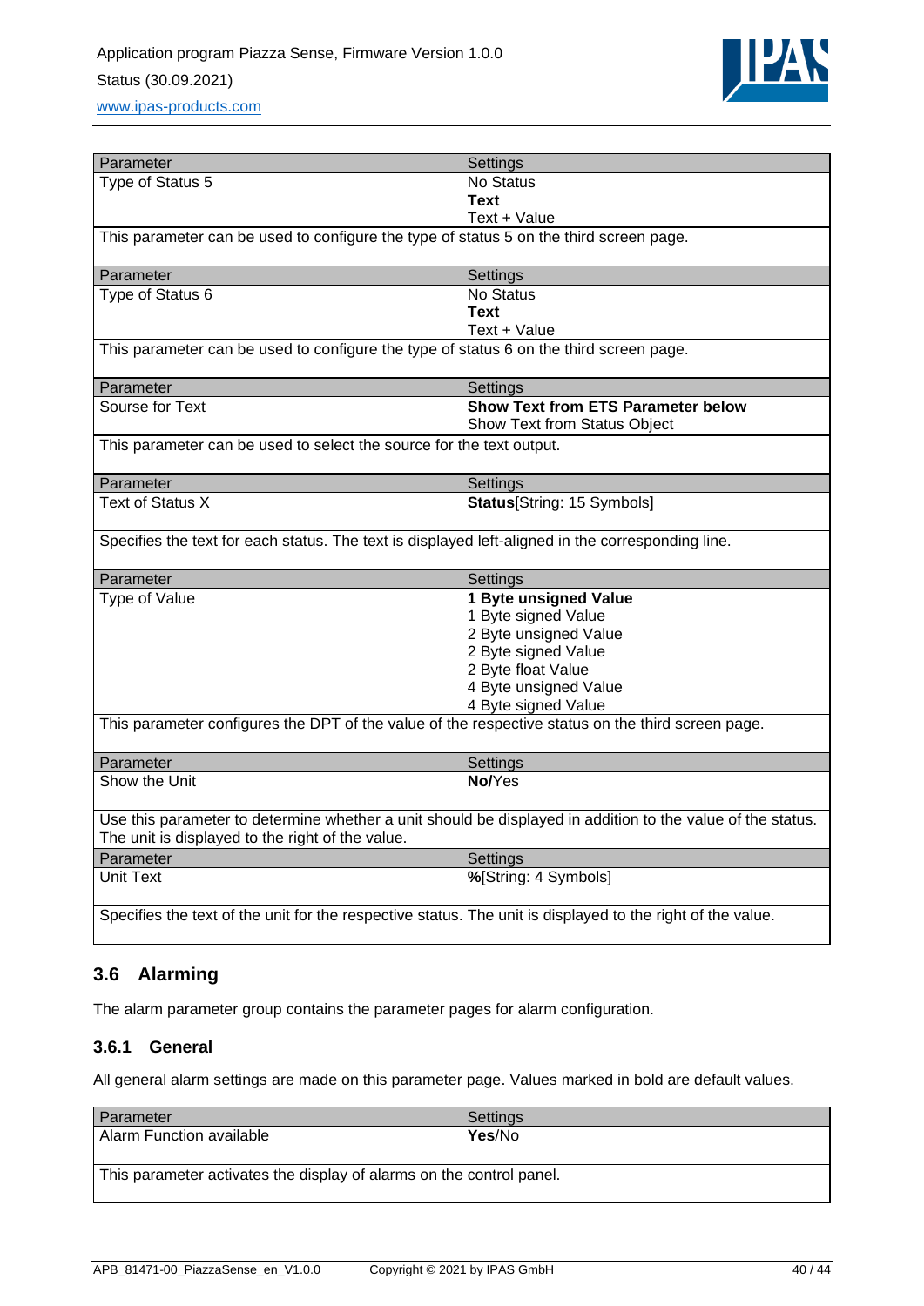| Parameter | Settings |
| --- | --- |
| Type of Status 5 | No Status<br>**Text**<br>Text + Value |
| This parameter can be used to configure the type of status 5 on the third screen page. | |

| Parameter | Settings |
| --- | --- |
| Type of Status 6 | No Status<br>**Text**<br>Text + Value |
| This parameter can be used to configure the type of status 6 on the third screen page. | |

| Parameter | Settings |
| --- | --- |
| Sourse for Text | **Show Text from ETS Parameter below**<br>Show Text from Status Object |
| This parameter can be used to select the source for the text output. | |

| Parameter | Settings |
| --- | --- |
| Text of Status X | **Status**[String: 15 Symbols] |
| Specifies the text for each status. The text is displayed left-aligned in the corresponding line. | |

| Parameter | Settings |
| --- | --- |
| Type of Value | **1 Byte unsigned Value**<br>1 Byte signed Value<br>2 Byte unsigned Value<br>2 Byte signed Value<br>2 Byte float Value<br>4 Byte unsigned Value<br>4 Byte signed Value |
| This parameter configures the DPT of the value of the respective status on the third screen page. | |

| Parameter | Settings |
| --- | --- |
| Show the Unit | **No**/Yes |
| Use this parameter to determine whether a unit should be displayed in addition to the value of the status. The unit is displayed to the right of the value. | |

| Parameter | Settings |
| --- | --- |
| Unit Text | **%**[String: 4 Symbols] |
| Specifies the text of the unit for the respective status. The unit is displayed to the right of the value. | |

## 3.6 Alarming

The alarm parameter group contains the parameter pages for alarm configuration.

### 3.6.1 General

All general alarm settings are made on this parameter page. Values marked in bold are default values.

| Parameter | Settings |
| --- | --- |
| Alarm Function available | **Yes**/No |
| This parameter activates the display of alarms on the control panel. | |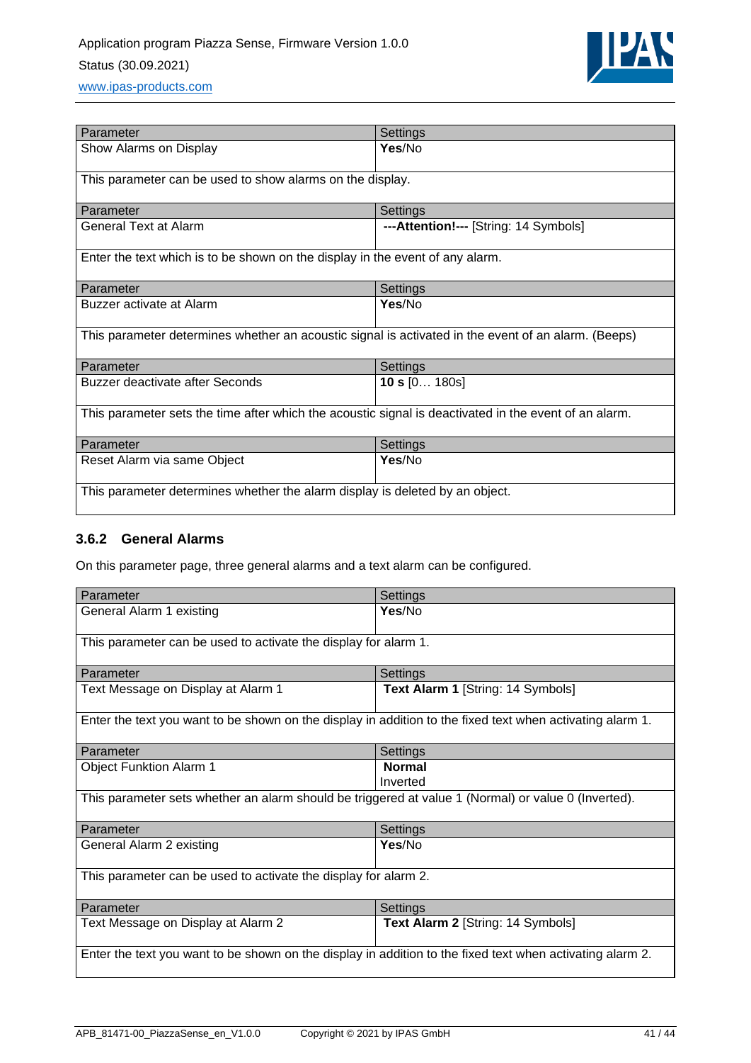| Parameter | Settings |
| --- | --- |
| Show Alarms on Display | **Yes**/No |
| This parameter can be used to show alarms on the display. | |

| Parameter | Settings |
| --- | --- |
| General Text at Alarm | **---Attention!---** [String: 14 Symbols] |
| Enter the text which is to be shown on the display in the event of any alarm. | |

| Parameter | Settings |
| --- | --- |
| Buzzer activate at Alarm | **Yes**/No |
| This parameter determines whether an acoustic signal is activated in the event of an alarm. (Beeps) | |

| Parameter | Settings |
| --- | --- |
| Buzzer deactivate after Seconds | **10 s** [0… 180s] |
| This parameter sets the time after which the acoustic signal is deactivated in the event of an alarm. | |

| Parameter | Settings |
| --- | --- |
| Reset Alarm via same Object | **Yes**/No |
| This parameter determines whether the alarm display is deleted by an object. | |

### 3.6.2 General Alarms

On this parameter page, three general alarms and a text alarm can be configured.

| Parameter | Settings |
| --- | --- |
| General Alarm 1 existing | **Yes**/No |
| This parameter can be used to activate the display for alarm 1. | |

| Parameter | Settings |
| --- | --- |
| Text Message on Display at Alarm 1 | **Text Alarm 1** [String: 14 Symbols] |
| Enter the text you want to be shown on the display in addition to the fixed text when activating alarm 1. | |

| Parameter | Settings |
| --- | --- |
| Object Funktion Alarm 1 | **Normal**<br>Inverted |
| This parameter sets whether an alarm should be triggered at value 1 (Normal) or value 0 (Inverted). | |

| Parameter | Settings |
| --- | --- |
| General Alarm 2 existing | **Yes**/No |
| This parameter can be used to activate the display for alarm 2. | |

| Parameter | Settings |
| --- | --- |
| Text Message on Display at Alarm 2 | **Text Alarm 2** [String: 14 Symbols] |
| Enter the text you want to be shown on the display in addition to the fixed text when activating alarm 2. | |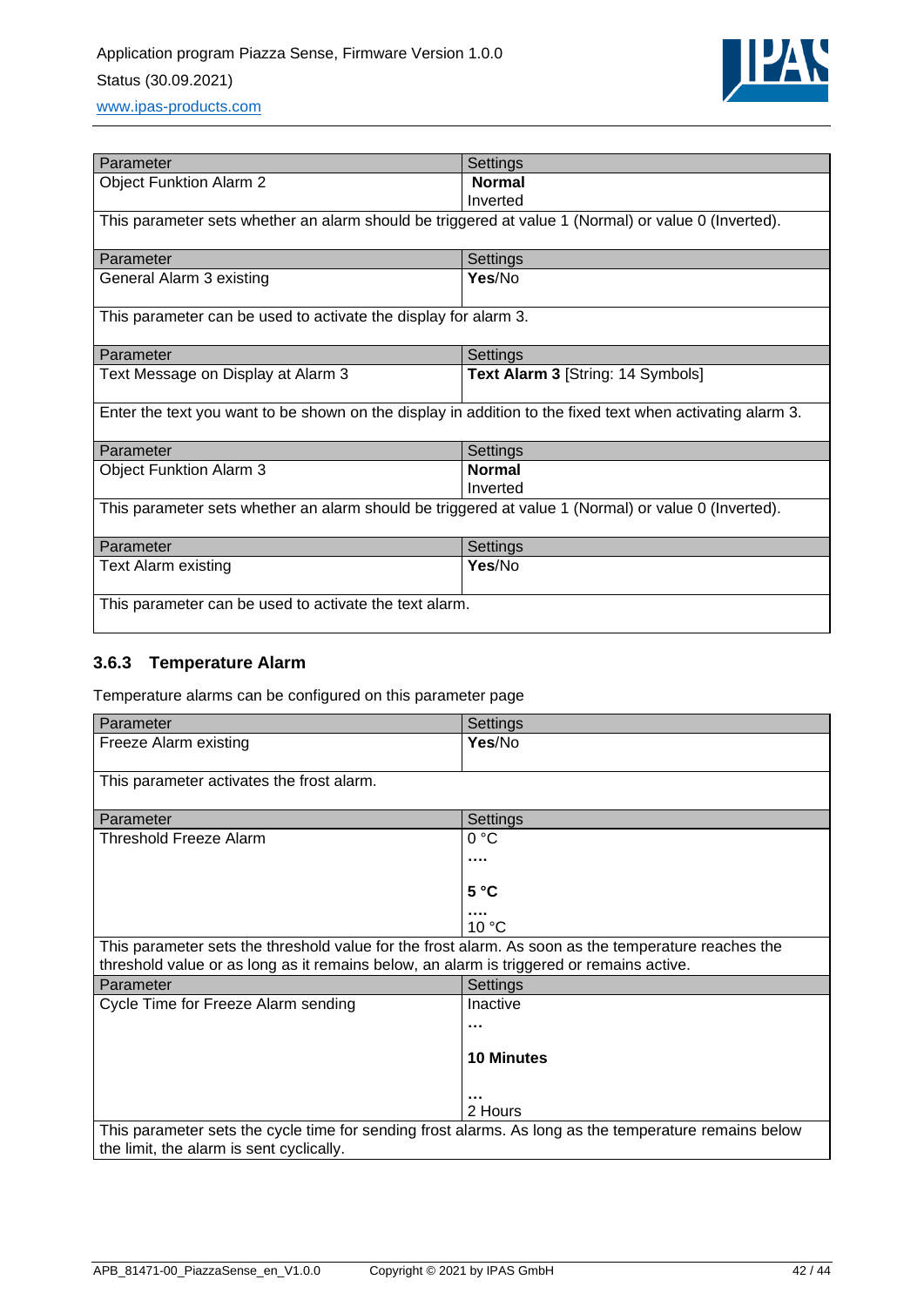| Parameter | Settings |
|---|---|
| Object Funktion Alarm 2 | **Normal**<br>Inverted |
| This parameter sets whether an alarm should be triggered at value 1 (Normal) or value 0 (Inverted). | |

| Parameter | Settings |
|---|---|
| General Alarm 3 existing | **Yes**/No |
| This parameter can be used to activate the display for alarm 3. | |

| Parameter | Settings |
|---|---|
| Text Message on Display at Alarm 3 | **Text Alarm 3** [String: 14 Symbols] |
| Enter the text you want to be shown on the display in addition to the fixed text when activating alarm 3. | |

| Parameter | Settings |
|---|---|
| Object Funktion Alarm 3 | **Normal**<br>Inverted |
| This parameter sets whether an alarm should be triggered at value 1 (Normal) or value 0 (Inverted). | |

| Parameter | Settings |
|---|---|
| Text Alarm existing | **Yes**/No |
| This parameter can be used to activate the text alarm. | |

### 3.6.3 Temperature Alarm

Temperature alarms can be configured on this parameter page

| Parameter | Settings |
|---|---|
| Freeze Alarm existing | **Yes**/No |
| This parameter activates the frost alarm. | |

| Parameter | Settings |
|---|---|
| Threshold Freeze Alarm | 0 °C<br>....<br>**5 °C**<br>....<br>10 °C |
| This parameter sets the threshold value for the frost alarm. As soon as the temperature reaches the threshold value or as long as it remains below, an alarm is triggered or remains active. | |

| Parameter | Settings |
|---|---|
| Cycle Time for Freeze Alarm sending | Inactive<br>...<br>**10 Minutes**<br>...<br>2 Hours |
| This parameter sets the cycle time for sending frost alarms. As long as the temperature remains below the limit, the alarm is sent cyclically. | |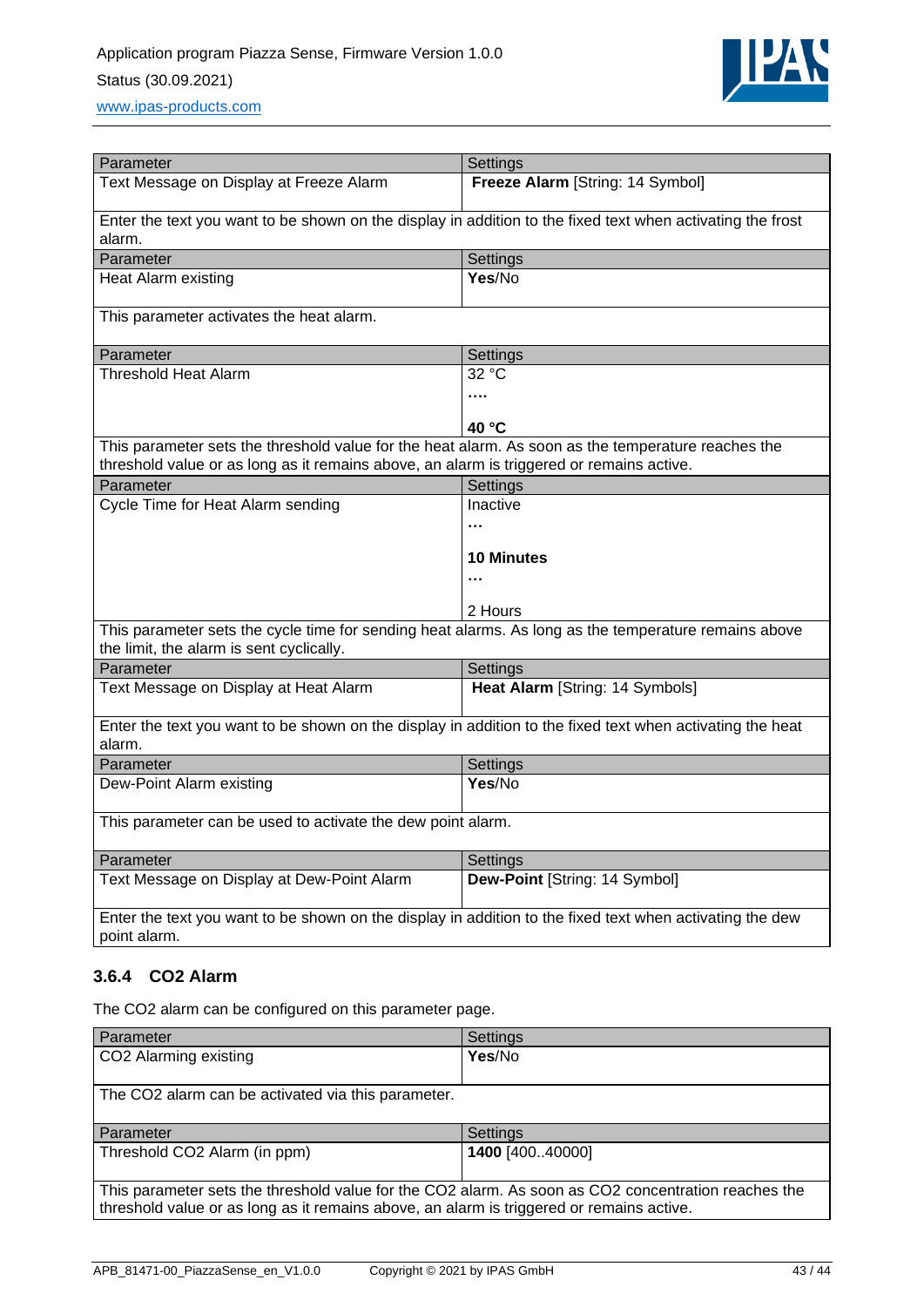| Parameter | Settings |
|---|---|
| Text Message on Display at Freeze Alarm | **Freeze Alarm** [String: 14 Symbol] |
| Enter the text you want to be shown on the display in addition to the fixed text when activating the frost alarm. | |

| Parameter | Settings |
|---|---|
| Heat Alarm existing | **Yes**/No |
| This parameter activates the heat alarm. | |

| Parameter | Settings |
|---|---|
| Threshold Heat Alarm | 32 °C<br>....<br>**40 °C** |
| This parameter sets the threshold value for the heat alarm. As soon as the temperature reaches the threshold value or as long as it remains above, an alarm is triggered or remains active. | |

| Parameter | Settings |
|---|---|
| Cycle Time for Heat Alarm sending | Inactive<br>...<br>**10 Minutes**<br>...<br>2 Hours |
| This parameter sets the cycle time for sending heat alarms. As long as the temperature remains above the limit, the alarm is sent cyclically. | |

| Parameter | Settings |
|---|---|
| Text Message on Display at Heat Alarm | **Heat Alarm** [String: 14 Symbols] |
| Enter the text you want to be shown on the display in addition to the fixed text when activating the heat alarm. | |

| Parameter | Settings |
|---|---|
| Dew-Point Alarm existing | **Yes**/No |
| This parameter can be used to activate the dew point alarm. | |

| Parameter | Settings |
|---|---|
| Text Message on Display at Dew-Point Alarm | **Dew-Point** [String: 14 Symbol] |
| Enter the text you want to be shown on the display in addition to the fixed text when activating the dew point alarm. | |

### 3.6.4 CO2 Alarm

The CO2 alarm can be configured on this parameter page.

| Parameter | Settings |
|---|---|
| CO2 Alarming existing | **Yes**/No |
| The CO2 alarm can be activated via this parameter. | |

| Parameter | Settings |
|---|---|
| Threshold CO2 Alarm (in ppm) | **1400** [400..40000] |
| This parameter sets the threshold value for the CO2 alarm. As soon as CO2 concentration reaches the threshold value or as long as it remains above, an alarm is triggered or remains active. | |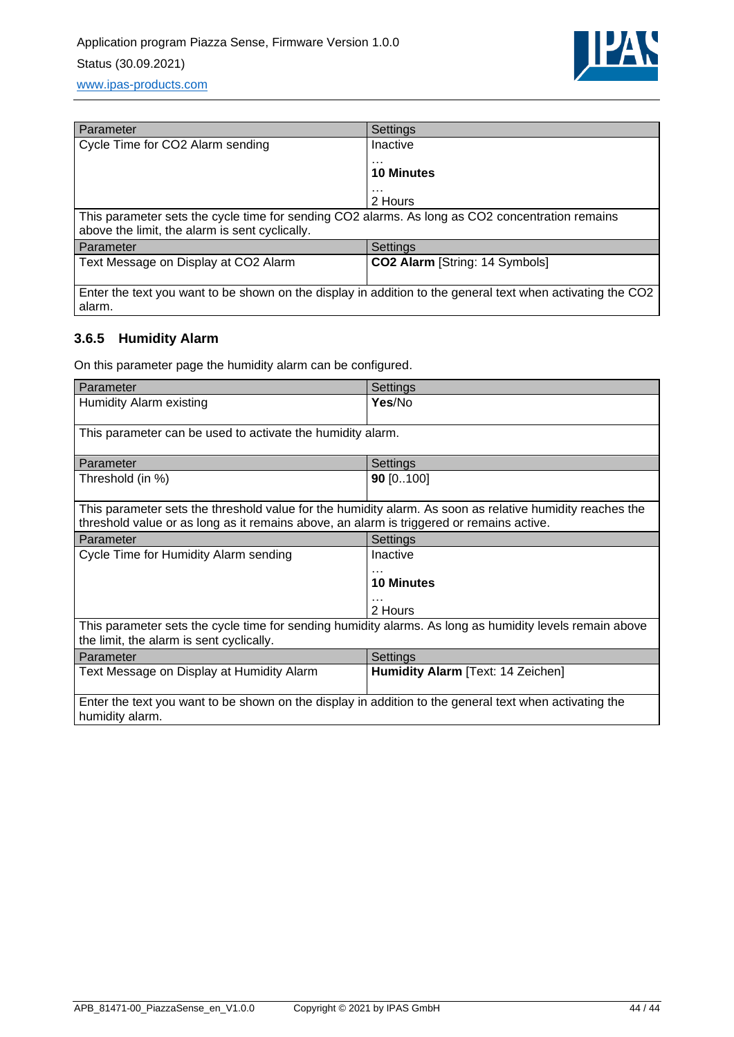| Parameter | Settings |
| --- | --- |
| Cycle Time for CO2 Alarm sending | Inactive<br>…<br>**10 Minutes**<br>…<br>2 Hours |
| This parameter sets the cycle time for sending CO2 alarms. As long as CO2 concentration remains above the limit, the alarm is sent cyclically. | |
| Parameter | Settings |
| Text Message on Display at CO2 Alarm | **CO2 Alarm** [String: 14 Symbols] |
| Enter the text you want to be shown on the display in addition to the general text when activating the CO2 alarm. | |

### 3.6.5 Humidity Alarm

On this parameter page the humidity alarm can be configured.

| Parameter | Settings |
| --- | --- |
| Humidity Alarm existing | **Yes**/No |
| This parameter can be used to activate the humidity alarm. | |
| Parameter | Settings |
| Threshold (in %) | **90** [0..100] |
| This parameter sets the threshold value for the humidity alarm. As soon as relative humidity reaches the threshold value or as long as it remains above, an alarm is triggered or remains active. | |
| Parameter | Settings |
| Cycle Time for Humidity Alarm sending | Inactive<br>…<br>**10 Minutes**<br>…<br>2 Hours |
| This parameter sets the cycle time for sending humidity alarms. As long as humidity levels remain above the limit, the alarm is sent cyclically. | |
| Parameter | Settings |
| Text Message on Display at Humidity Alarm | **Humidity Alarm** [Text: 14 Zeichen] |
| Enter the text you want to be shown on the display in addition to the general text when activating the humidity alarm. | |